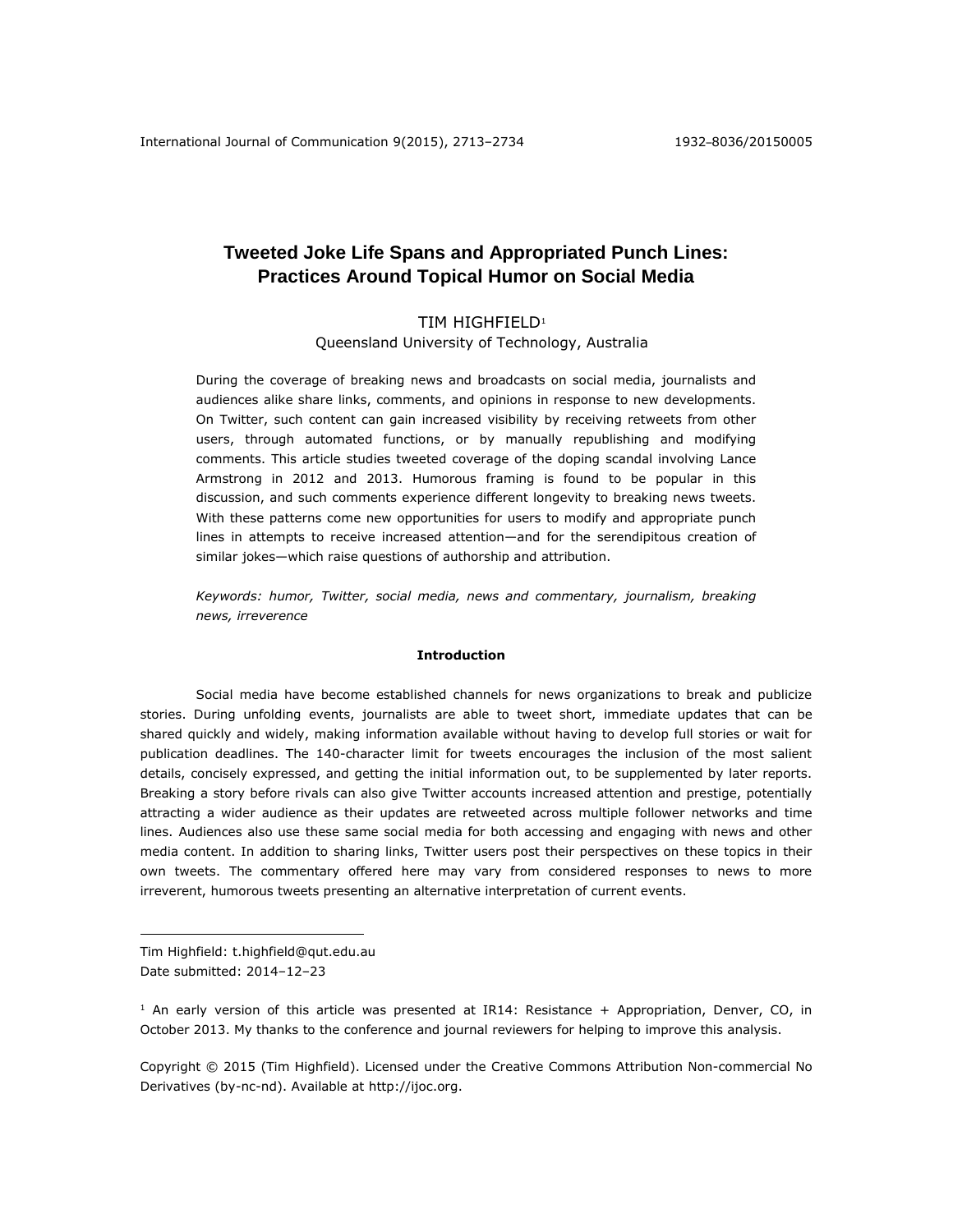# Tweeted Joke Life Spans and Appropriated Punch Lines: Practices Around Topical Humor on Social Media

TIM HIGHFIELD[1]

Queensland University of Technology, Australia

During the coverage of breaking news and broadcasts on social media, journalists and audiences alike share links, comments, and opinions in response to new developments. On Twitter, such content can gain increased visibility by receiving retweets from other users, through automated functions, or by manually republishing and modifying comments. This article studies tweeted coverage of the doping scandal involving Lance Armstrong in 2012 and 2013. Humorous framing is found to be popular in this discussion, and such comments experience different longevity to breaking news tweets. With these patterns come new opportunities for users to modify and appropriate punch lines in attempts to receive increased attention—and for the serendipitous creation of similar jokes—which raise questions of authorship and attribution.

*Keywords: humor, Twitter, social media, news and commentary, journalism, breaking news, irreverence*

## Introduction

Social media have become established channels for news organizations to break and publicize stories. During unfolding events, journalists are able to tweet short, immediate updates that can be shared quickly and widely, making information available without having to develop full stories or wait for publication deadlines. The 140-character limit for tweets encourages the inclusion of the most salient details, concisely expressed, and getting the initial information out, to be supplemented by later reports. Breaking a story before rivals can also give Twitter accounts increased attention and prestige, potentially attracting a wider audience as their updates are retweeted across multiple follower networks and time lines. Audiences also use these same social media for both accessing and engaging with news and other media content. In addition to sharing links, Twitter users post their perspectives on these topics in their own tweets. The commentary offered here may vary from considered responses to news to more irreverent, humorous tweets presenting an alternative interpretation of current events.

---

Tim Highfield: t.highfield@qut.edu.au

Date submitted: 2014–12–23

[1] An early version of this article was presented at IR14: Resistance + Appropriation, Denver, CO, in October 2013. My thanks to the conference and journal reviewers for helping to improve this analysis.

Copyright © 2015 (Tim Highfield). Licensed under the Creative Commons Attribution Non-commercial No Derivatives (by-nc-nd). Available at http://ijoc.org.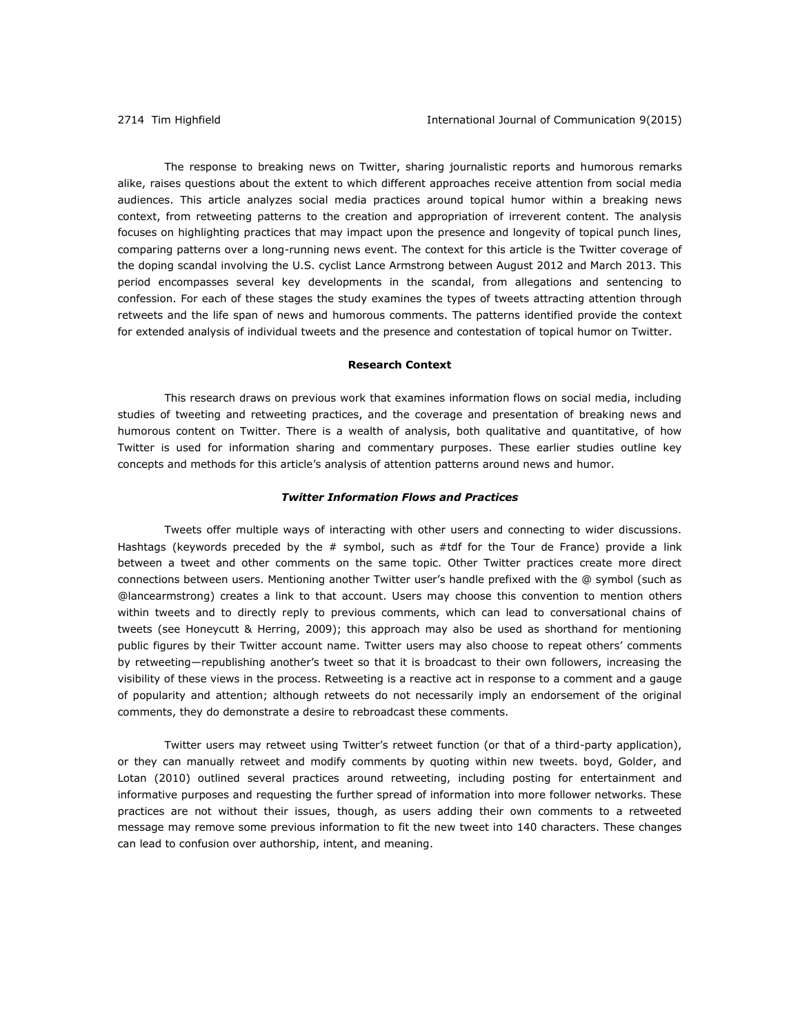The response to breaking news on Twitter, sharing journalistic reports and humorous remarks alike, raises questions about the extent to which different approaches receive attention from social media audiences. This article analyzes social media practices around topical humor within a breaking news context, from retweeting patterns to the creation and appropriation of irreverent content. The analysis focuses on highlighting practices that may impact upon the presence and longevity of topical punch lines, comparing patterns over a long-running news event. The context for this article is the Twitter coverage of the doping scandal involving the U.S. cyclist Lance Armstrong between August 2012 and March 2013. This period encompasses several key developments in the scandal, from allegations and sentencing to confession. For each of these stages the study examines the types of tweets attracting attention through retweets and the life span of news and humorous comments. The patterns identified provide the context for extended analysis of individual tweets and the presence and contestation of topical humor on Twitter.

## Research Context

This research draws on previous work that examines information flows on social media, including studies of tweeting and retweeting practices, and the coverage and presentation of breaking news and humorous content on Twitter. There is a wealth of analysis, both qualitative and quantitative, of how Twitter is used for information sharing and commentary purposes. These earlier studies outline key concepts and methods for this article's analysis of attention patterns around news and humor.

### *Twitter Information Flows and Practices*

Tweets offer multiple ways of interacting with other users and connecting to wider discussions. Hashtags (keywords preceded by the # symbol, such as #tdf for the Tour de France) provide a link between a tweet and other comments on the same topic. Other Twitter practices create more direct connections between users. Mentioning another Twitter user's handle prefixed with the @ symbol (such as @lancearmstrong) creates a link to that account. Users may choose this convention to mention others within tweets and to directly reply to previous comments, which can lead to conversational chains of tweets (see Honeycutt & Herring, 2009); this approach may also be used as shorthand for mentioning public figures by their Twitter account name. Twitter users may also choose to repeat others' comments by retweeting—republishing another's tweet so that it is broadcast to their own followers, increasing the visibility of these views in the process. Retweeting is a reactive act in response to a comment and a gauge of popularity and attention; although retweets do not necessarily imply an endorsement of the original comments, they do demonstrate a desire to rebroadcast these comments.

Twitter users may retweet using Twitter's retweet function (or that of a third-party application), or they can manually retweet and modify comments by quoting within new tweets. boyd, Golder, and Lotan (2010) outlined several practices around retweeting, including posting for entertainment and informative purposes and requesting the further spread of information into more follower networks. These practices are not without their issues, though, as users adding their own comments to a retweeted message may remove some previous information to fit the new tweet into 140 characters. These changes can lead to confusion over authorship, intent, and meaning.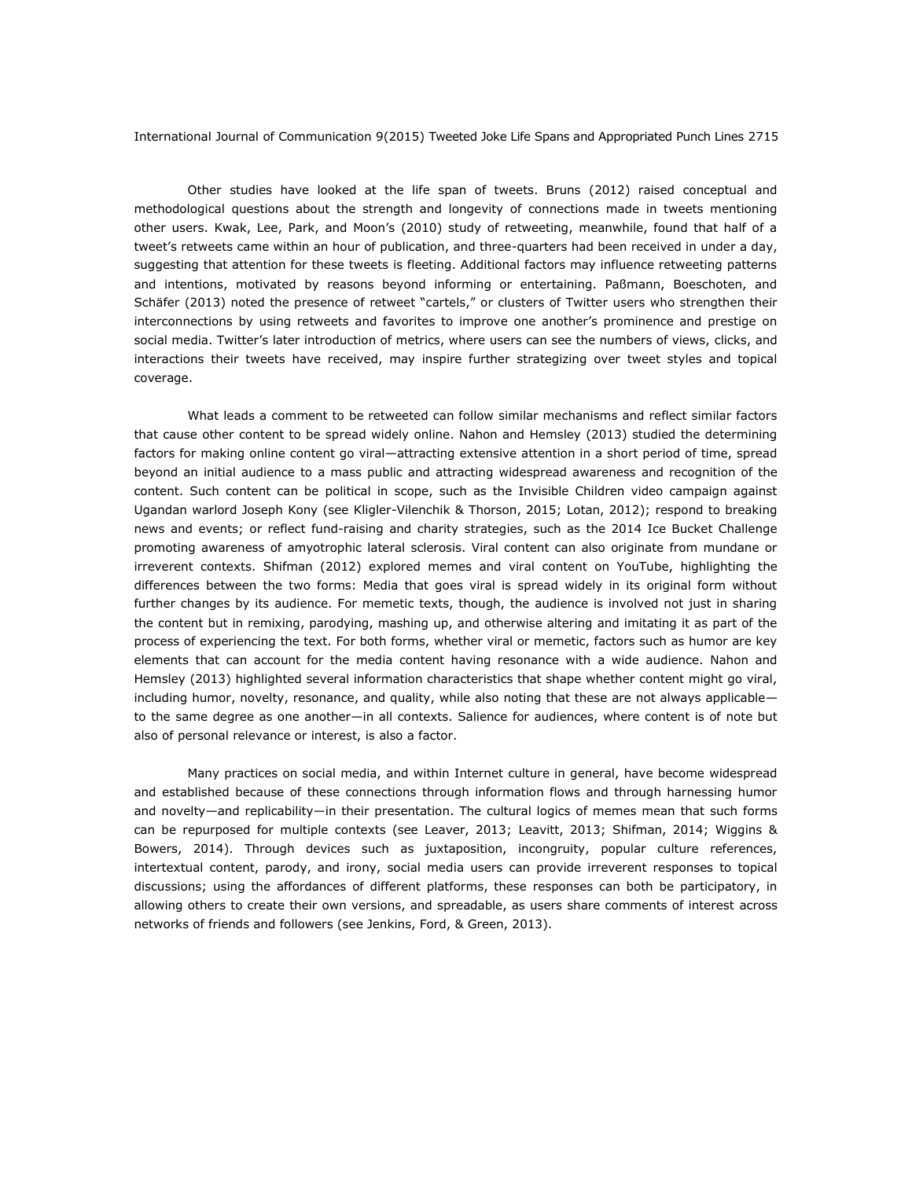Other studies have looked at the life span of tweets. Bruns (2012) raised conceptual and methodological questions about the strength and longevity of connections made in tweets mentioning other users. Kwak, Lee, Park, and Moon's (2010) study of retweeting, meanwhile, found that half of a tweet's retweets came within an hour of publication, and three-quarters had been received in under a day, suggesting that attention for these tweets is fleeting. Additional factors may influence retweeting patterns and intentions, motivated by reasons beyond informing or entertaining. Paßmann, Boeschoten, and Schäfer (2013) noted the presence of retweet "cartels," or clusters of Twitter users who strengthen their interconnections by using retweets and favorites to improve one another's prominence and prestige on social media. Twitter's later introduction of metrics, where users can see the numbers of views, clicks, and interactions their tweets have received, may inspire further strategizing over tweet styles and topical coverage.

What leads a comment to be retweeted can follow similar mechanisms and reflect similar factors that cause other content to be spread widely online. Nahon and Hemsley (2013) studied the determining factors for making online content go viral—attracting extensive attention in a short period of time, spread beyond an initial audience to a mass public and attracting widespread awareness and recognition of the content. Such content can be political in scope, such as the Invisible Children video campaign against Ugandan warlord Joseph Kony (see Kligler-Vilenchik & Thorson, 2015; Lotan, 2012); respond to breaking news and events; or reflect fund-raising and charity strategies, such as the 2014 Ice Bucket Challenge promoting awareness of amyotrophic lateral sclerosis. Viral content can also originate from mundane or irreverent contexts. Shifman (2012) explored memes and viral content on YouTube, highlighting the differences between the two forms: Media that goes viral is spread widely in its original form without further changes by its audience. For memetic texts, though, the audience is involved not just in sharing the content but in remixing, parodying, mashing up, and otherwise altering and imitating it as part of the process of experiencing the text. For both forms, whether viral or memetic, factors such as humor are key elements that can account for the media content having resonance with a wide audience. Nahon and Hemsley (2013) highlighted several information characteristics that shape whether content might go viral, including humor, novelty, resonance, and quality, while also noting that these are not always applicable—to the same degree as one another—in all contexts. Salience for audiences, where content is of note but also of personal relevance or interest, is also a factor.

Many practices on social media, and within Internet culture in general, have become widespread and established because of these connections through information flows and through harnessing humor and novelty—and replicability—in their presentation. The cultural logics of memes mean that such forms can be repurposed for multiple contexts (see Leaver, 2013; Leavitt, 2013; Shifman, 2014; Wiggins & Bowers, 2014). Through devices such as juxtaposition, incongruity, popular culture references, intertextual content, parody, and irony, social media users can provide irreverent responses to topical discussions; using the affordances of different platforms, these responses can both be participatory, in allowing others to create their own versions, and spreadable, as users share comments of interest across networks of friends and followers (see Jenkins, Ford, & Green, 2013).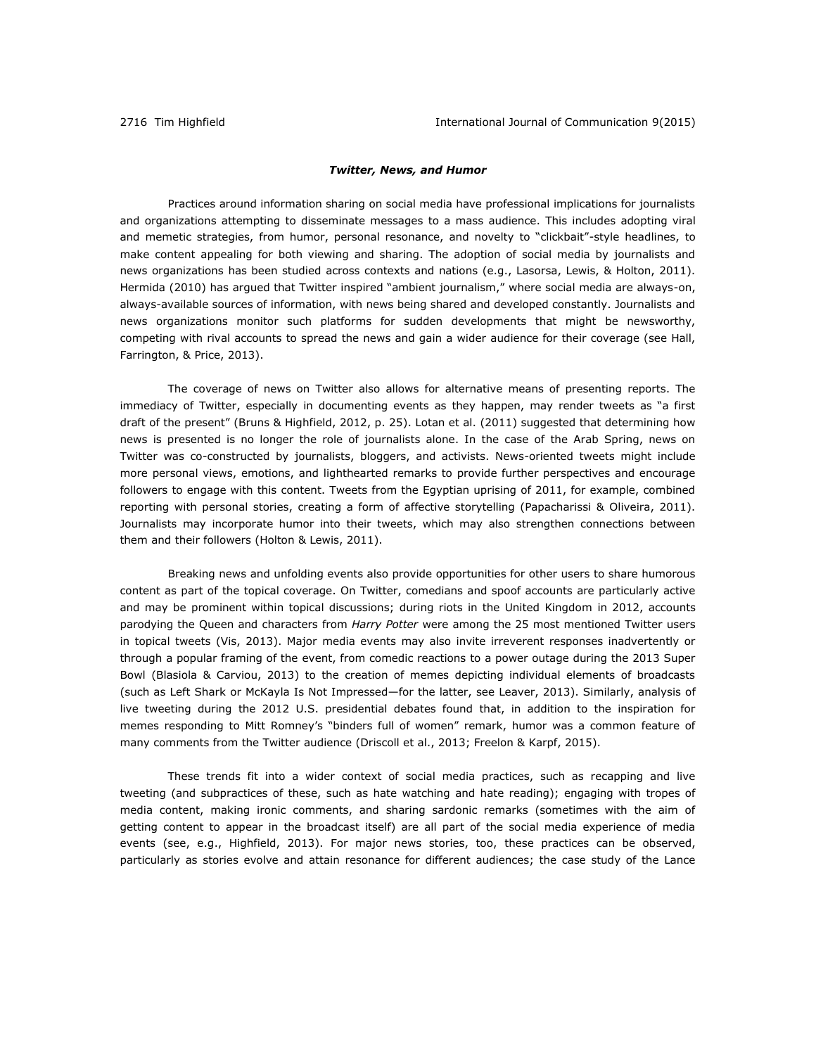***Twitter, News, and Humor***

Practices around information sharing on social media have professional implications for journalists and organizations attempting to disseminate messages to a mass audience. This includes adopting viral and memetic strategies, from humor, personal resonance, and novelty to "clickbait"-style headlines, to make content appealing for both viewing and sharing. The adoption of social media by journalists and news organizations has been studied across contexts and nations (e.g., Lasorsa, Lewis, & Holton, 2011). Hermida (2010) has argued that Twitter inspired "ambient journalism," where social media are always-on, always-available sources of information, with news being shared and developed constantly. Journalists and news organizations monitor such platforms for sudden developments that might be newsworthy, competing with rival accounts to spread the news and gain a wider audience for their coverage (see Hall, Farrington, & Price, 2013).

The coverage of news on Twitter also allows for alternative means of presenting reports. The immediacy of Twitter, especially in documenting events as they happen, may render tweets as "a first draft of the present" (Bruns & Highfield, 2012, p. 25). Lotan et al. (2011) suggested that determining how news is presented is no longer the role of journalists alone. In the case of the Arab Spring, news on Twitter was co-constructed by journalists, bloggers, and activists. News-oriented tweets might include more personal views, emotions, and lighthearted remarks to provide further perspectives and encourage followers to engage with this content. Tweets from the Egyptian uprising of 2011, for example, combined reporting with personal stories, creating a form of affective storytelling (Papacharissi & Oliveira, 2011). Journalists may incorporate humor into their tweets, which may also strengthen connections between them and their followers (Holton & Lewis, 2011).

Breaking news and unfolding events also provide opportunities for other users to share humorous content as part of the topical coverage. On Twitter, comedians and spoof accounts are particularly active and may be prominent within topical discussions; during riots in the United Kingdom in 2012, accounts parodying the Queen and characters from *Harry Potter* were among the 25 most mentioned Twitter users in topical tweets (Vis, 2013). Major media events may also invite irreverent responses inadvertently or through a popular framing of the event, from comedic reactions to a power outage during the 2013 Super Bowl (Blasiola & Carviou, 2013) to the creation of memes depicting individual elements of broadcasts (such as Left Shark or McKayla Is Not Impressed—for the latter, see Leaver, 2013). Similarly, analysis of live tweeting during the 2012 U.S. presidential debates found that, in addition to the inspiration for memes responding to Mitt Romney's "binders full of women" remark, humor was a common feature of many comments from the Twitter audience (Driscoll et al., 2013; Freelon & Karpf, 2015).

These trends fit into a wider context of social media practices, such as recapping and live tweeting (and subpractices of these, such as hate watching and hate reading); engaging with tropes of media content, making ironic comments, and sharing sardonic remarks (sometimes with the aim of getting content to appear in the broadcast itself) are all part of the social media experience of media events (see, e.g., Highfield, 2013). For major news stories, too, these practices can be observed, particularly as stories evolve and attain resonance for different audiences; the case study of the Lance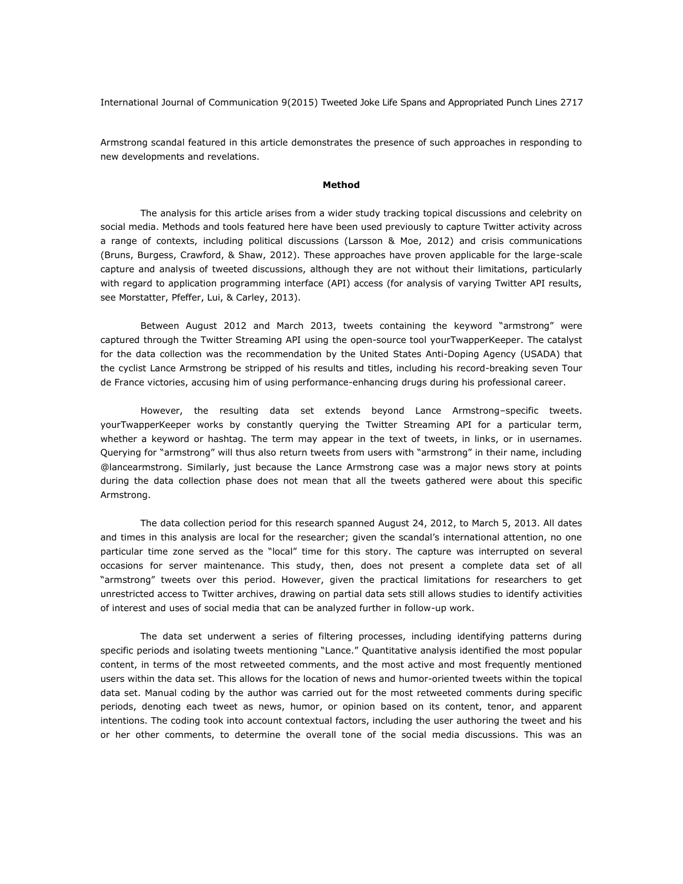Armstrong scandal featured in this article demonstrates the presence of such approaches in responding to new developments and revelations.

## Method

The analysis for this article arises from a wider study tracking topical discussions and celebrity on social media. Methods and tools featured here have been used previously to capture Twitter activity across a range of contexts, including political discussions (Larsson & Moe, 2012) and crisis communications (Bruns, Burgess, Crawford, & Shaw, 2012). These approaches have proven applicable for the large-scale capture and analysis of tweeted discussions, although they are not without their limitations, particularly with regard to application programming interface (API) access (for analysis of varying Twitter API results, see Morstatter, Pfeffer, Lui, & Carley, 2013).

Between August 2012 and March 2013, tweets containing the keyword "armstrong" were captured through the Twitter Streaming API using the open-source tool yourTwapperKeeper. The catalyst for the data collection was the recommendation by the United States Anti-Doping Agency (USADA) that the cyclist Lance Armstrong be stripped of his results and titles, including his record-breaking seven Tour de France victories, accusing him of using performance-enhancing drugs during his professional career.

However, the resulting data set extends beyond Lance Armstrong–specific tweets. yourTwapperKeeper works by constantly querying the Twitter Streaming API for a particular term, whether a keyword or hashtag. The term may appear in the text of tweets, in links, or in usernames. Querying for "armstrong" will thus also return tweets from users with "armstrong" in their name, including @lancearmstrong. Similarly, just because the Lance Armstrong case was a major news story at points during the data collection phase does not mean that all the tweets gathered were about this specific Armstrong.

The data collection period for this research spanned August 24, 2012, to March 5, 2013. All dates and times in this analysis are local for the researcher; given the scandal's international attention, no one particular time zone served as the "local" time for this story. The capture was interrupted on several occasions for server maintenance. This study, then, does not present a complete data set of all "armstrong" tweets over this period. However, given the practical limitations for researchers to get unrestricted access to Twitter archives, drawing on partial data sets still allows studies to identify activities of interest and uses of social media that can be analyzed further in follow-up work.

The data set underwent a series of filtering processes, including identifying patterns during specific periods and isolating tweets mentioning "Lance." Quantitative analysis identified the most popular content, in terms of the most retweeted comments, and the most active and most frequently mentioned users within the data set. This allows for the location of news and humor-oriented tweets within the topical data set. Manual coding by the author was carried out for the most retweeted comments during specific periods, denoting each tweet as news, humor, or opinion based on its content, tenor, and apparent intentions. The coding took into account contextual factors, including the user authoring the tweet and his or her other comments, to determine the overall tone of the social media discussions. This was an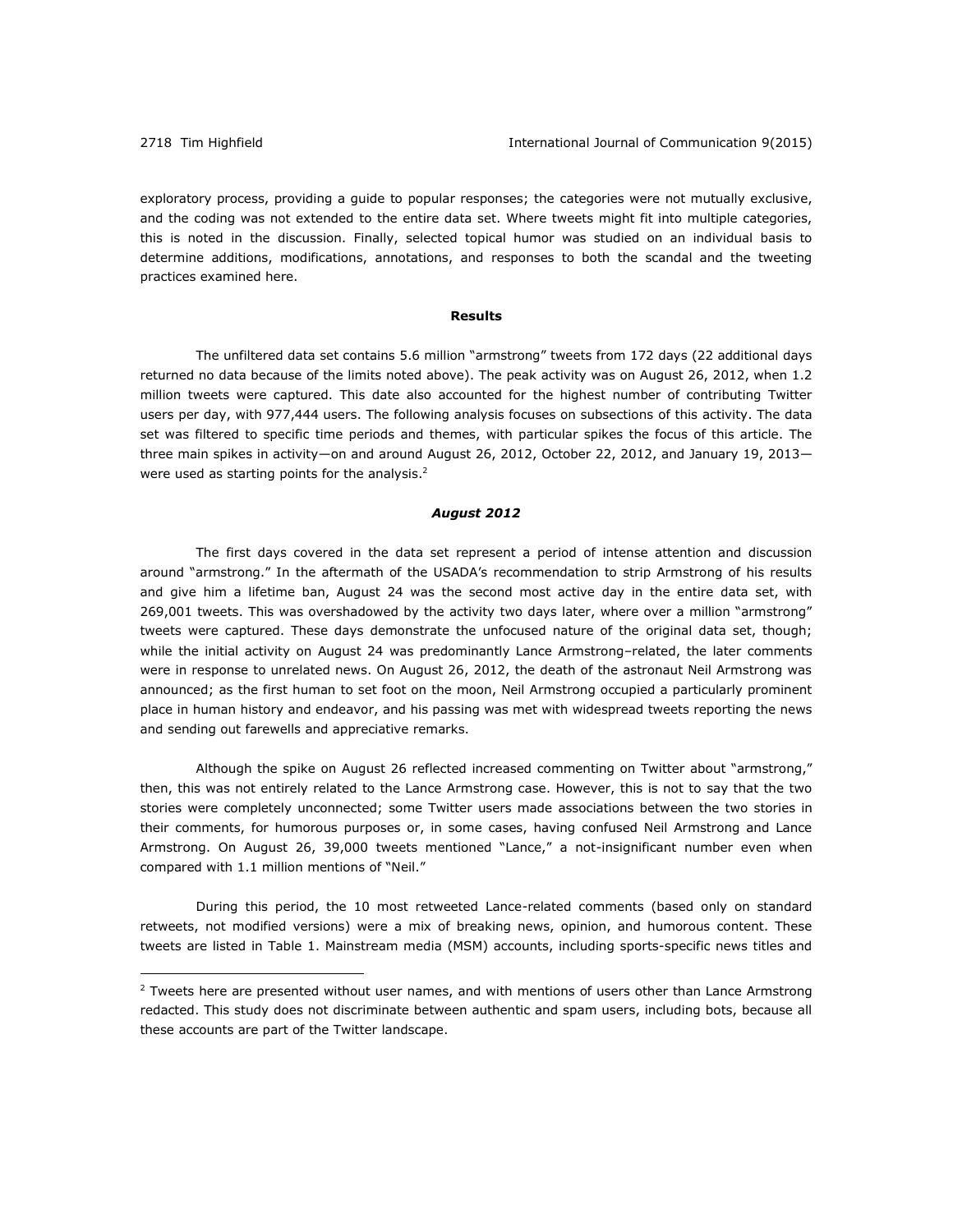exploratory process, providing a guide to popular responses; the categories were not mutually exclusive, and the coding was not extended to the entire data set. Where tweets might fit into multiple categories, this is noted in the discussion. Finally, selected topical humor was studied on an individual basis to determine additions, modifications, annotations, and responses to both the scandal and the tweeting practices examined here.

## Results

The unfiltered data set contains 5.6 million "armstrong" tweets from 172 days (22 additional days returned no data because of the limits noted above). The peak activity was on August 26, 2012, when 1.2 million tweets were captured. This date also accounted for the highest number of contributing Twitter users per day, with 977,444 users. The following analysis focuses on subsections of this activity. The data set was filtered to specific time periods and themes, with particular spikes the focus of this article. The three main spikes in activity—on and around August 26, 2012, October 22, 2012, and January 19, 2013—were used as starting points for the analysis.[2]

### *August 2012*

The first days covered in the data set represent a period of intense attention and discussion around "armstrong." In the aftermath of the USADA's recommendation to strip Armstrong of his results and give him a lifetime ban, August 24 was the second most active day in the entire data set, with 269,001 tweets. This was overshadowed by the activity two days later, where over a million "armstrong" tweets were captured. These days demonstrate the unfocused nature of the original data set, though; while the initial activity on August 24 was predominantly Lance Armstrong–related, the later comments were in response to unrelated news. On August 26, 2012, the death of the astronaut Neil Armstrong was announced; as the first human to set foot on the moon, Neil Armstrong occupied a particularly prominent place in human history and endeavor, and his passing was met with widespread tweets reporting the news and sending out farewells and appreciative remarks.

Although the spike on August 26 reflected increased commenting on Twitter about "armstrong," then, this was not entirely related to the Lance Armstrong case. However, this is not to say that the two stories were completely unconnected; some Twitter users made associations between the two stories in their comments, for humorous purposes or, in some cases, having confused Neil Armstrong and Lance Armstrong. On August 26, 39,000 tweets mentioned "Lance," a not-insignificant number even when compared with 1.1 million mentions of "Neil."

During this period, the 10 most retweeted Lance-related comments (based only on standard retweets, not modified versions) were a mix of breaking news, opinion, and humorous content. These tweets are listed in Table 1. Mainstream media (MSM) accounts, including sports-specific news titles and

[2] Tweets here are presented without user names, and with mentions of users other than Lance Armstrong redacted. This study does not discriminate between authentic and spam users, including bots, because all these accounts are part of the Twitter landscape.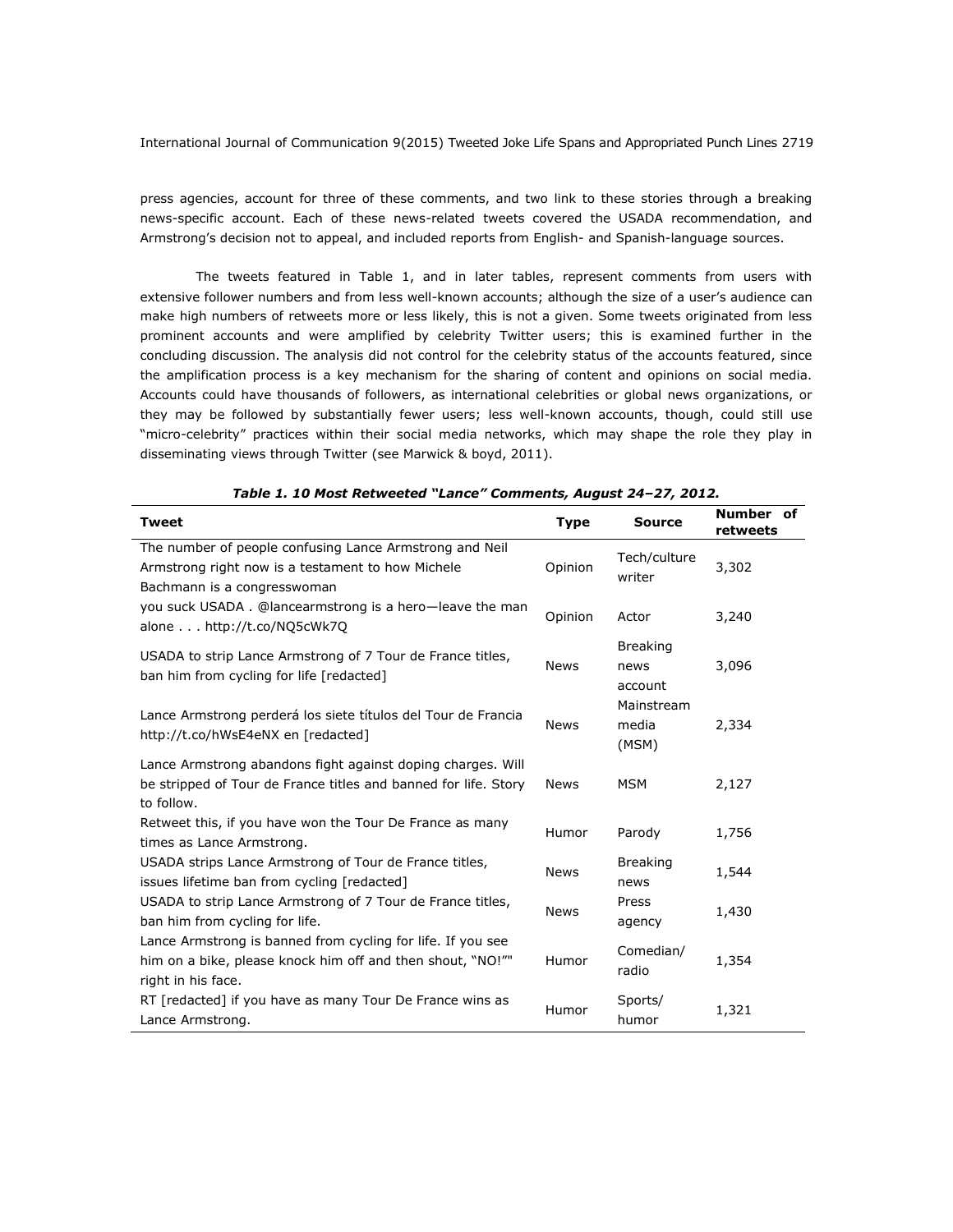press agencies, account for three of these comments, and two link to these stories through a breaking news-specific account. Each of these news-related tweets covered the USADA recommendation, and Armstrong's decision not to appeal, and included reports from English- and Spanish-language sources.

The tweets featured in Table 1, and in later tables, represent comments from users with extensive follower numbers and from less well-known accounts; although the size of a user's audience can make high numbers of retweets more or less likely, this is not a given. Some tweets originated from less prominent accounts and were amplified by celebrity Twitter users; this is examined further in the concluding discussion. The analysis did not control for the celebrity status of the accounts featured, since the amplification process is a key mechanism for the sharing of content and opinions on social media. Accounts could have thousands of followers, as international celebrities or global news organizations, or they may be followed by substantially fewer users; less well-known accounts, though, could still use "micro-celebrity" practices within their social media networks, which may shape the role they play in disseminating views through Twitter (see Marwick & boyd, 2011).

***Table 1. 10 Most Retweeted "Lance" Comments, August 24–27, 2012.***

| Tweet | Type | Source | Number of retweets |
|---|---|---|---|
| The number of people confusing Lance Armstrong and Neil Armstrong right now is a testament to how Michele Bachmann is a congresswoman | Opinion | Tech/culture writer | 3,302 |
| you suck USADA . @lancearmstrong is a hero—leave the man alone . . . http://t.co/NQ5cWk7Q | Opinion | Actor | 3,240 |
| USADA to strip Lance Armstrong of 7 Tour de France titles, ban him from cycling for life [redacted] | News | Breaking news account | 3,096 |
| Lance Armstrong perderá los siete títulos del Tour de Francia http://t.co/hWsE4eNX en [redacted] | News | Mainstream media (MSM) | 2,334 |
| Lance Armstrong abandons fight against doping charges. Will be stripped of Tour de France titles and banned for life. Story to follow. | News | MSM | 2,127 |
| Retweet this, if you have won the Tour De France as many times as Lance Armstrong. | Humor | Parody | 1,756 |
| USADA strips Lance Armstrong of Tour de France titles, issues lifetime ban from cycling [redacted] | News | Breaking news | 1,544 |
| USADA to strip Lance Armstrong of 7 Tour de France titles, ban him from cycling for life. | News | Press agency | 1,430 |
| Lance Armstrong is banned from cycling for life. If you see him on a bike, please knock him off and then shout, "NO!"" right in his face. | Humor | Comedian/ radio | 1,354 |
| RT [redacted] if you have as many Tour De France wins as Lance Armstrong. | Humor | Sports/ humor | 1,321 |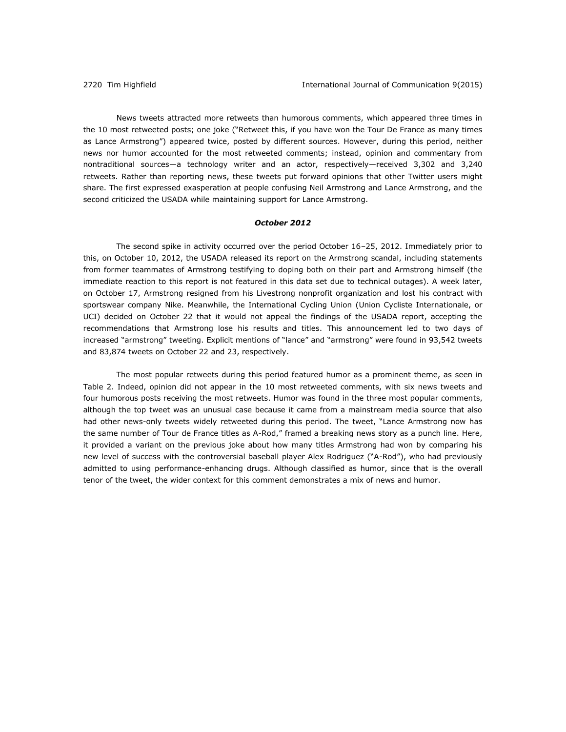News tweets attracted more retweets than humorous comments, which appeared three times in the 10 most retweeted posts; one joke ("Retweet this, if you have won the Tour De France as many times as Lance Armstrong") appeared twice, posted by different sources. However, during this period, neither news nor humor accounted for the most retweeted comments; instead, opinion and commentary from nontraditional sources—a technology writer and an actor, respectively—received 3,302 and 3,240 retweets. Rather than reporting news, these tweets put forward opinions that other Twitter users might share. The first expressed exasperation at people confusing Neil Armstrong and Lance Armstrong, and the second criticized the USADA while maintaining support for Lance Armstrong.

### *October 2012*

The second spike in activity occurred over the period October 16–25, 2012. Immediately prior to this, on October 10, 2012, the USADA released its report on the Armstrong scandal, including statements from former teammates of Armstrong testifying to doping both on their part and Armstrong himself (the immediate reaction to this report is not featured in this data set due to technical outages). A week later, on October 17, Armstrong resigned from his Livestrong nonprofit organization and lost his contract with sportswear company Nike. Meanwhile, the International Cycling Union (Union Cycliste Internationale, or UCI) decided on October 22 that it would not appeal the findings of the USADA report, accepting the recommendations that Armstrong lose his results and titles. This announcement led to two days of increased "armstrong" tweeting. Explicit mentions of "lance" and "armstrong" were found in 93,542 tweets and 83,874 tweets on October 22 and 23, respectively.

The most popular retweets during this period featured humor as a prominent theme, as seen in Table 2. Indeed, opinion did not appear in the 10 most retweeted comments, with six news tweets and four humorous posts receiving the most retweets. Humor was found in the three most popular comments, although the top tweet was an unusual case because it came from a mainstream media source that also had other news-only tweets widely retweeted during this period. The tweet, "Lance Armstrong now has the same number of Tour de France titles as A-Rod," framed a breaking news story as a punch line. Here, it provided a variant on the previous joke about how many titles Armstrong had won by comparing his new level of success with the controversial baseball player Alex Rodriguez ("A-Rod"), who had previously admitted to using performance-enhancing drugs. Although classified as humor, since that is the overall tenor of the tweet, the wider context for this comment demonstrates a mix of news and humor.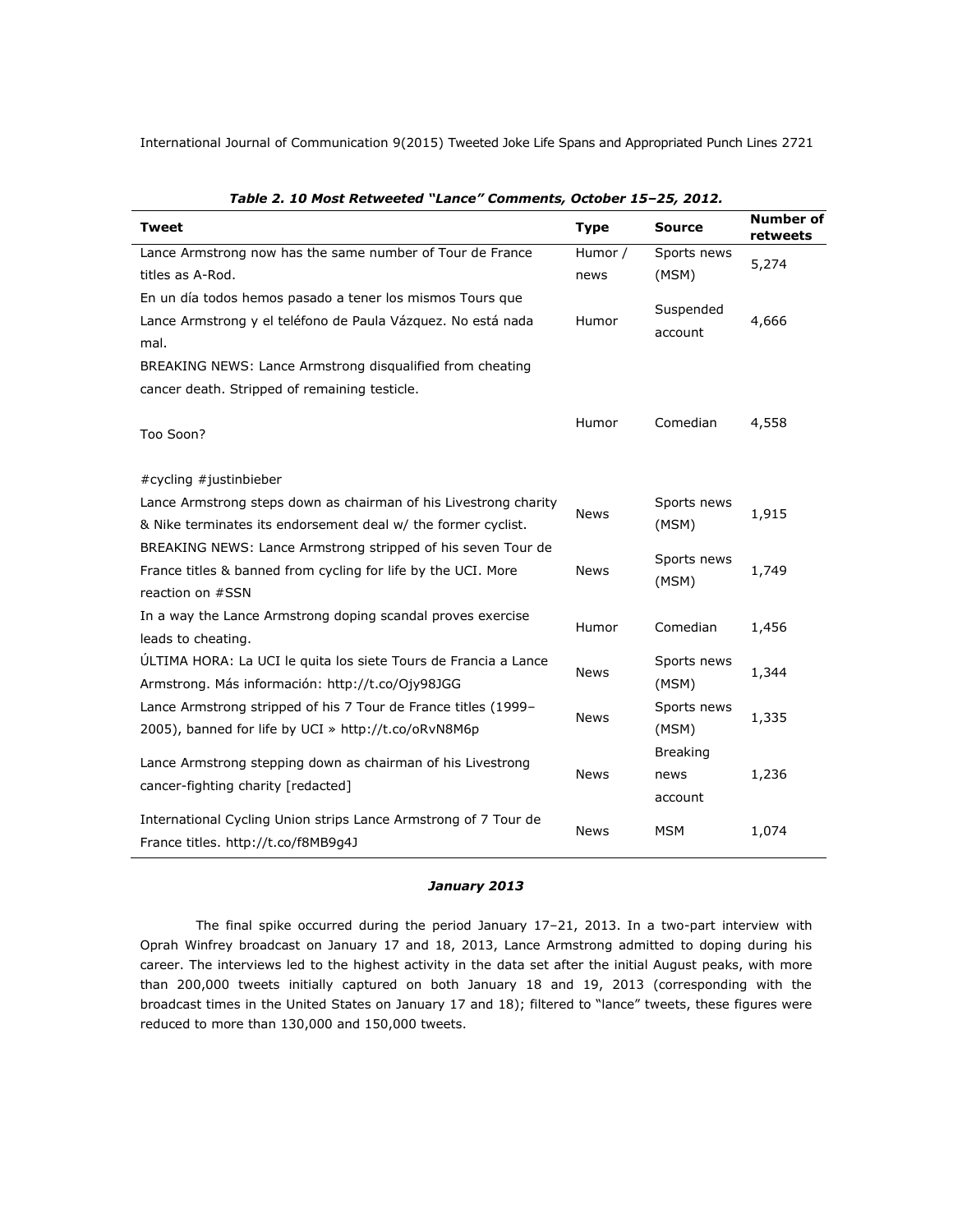*Table 2. 10 Most Retweeted "Lance" Comments, October 15–25, 2012.*

| Tweet | Type | Source | Number of retweets |
|---|---|---|---|
| Lance Armstrong now has the same number of Tour de France titles as A-Rod. | Humor / news | Sports news (MSM) | 5,274 |
| En un día todos hemos pasado a tener los mismos Tours que Lance Armstrong y el teléfono de Paula Vázquez. No está nada mal. | Humor | Suspended account | 4,666 |
| BREAKING NEWS: Lance Armstrong disqualified from cheating cancer death. Stripped of remaining testicle.<br><br>Too Soon?<br><br>#cycling #justinbieber | Humor | Comedian | 4,558 |
| Lance Armstrong steps down as chairman of his Livestrong charity & Nike terminates its endorsement deal w/ the former cyclist. | News | Sports news (MSM) | 1,915 |
| BREAKING NEWS: Lance Armstrong stripped of his seven Tour de France titles & banned from cycling for life by the UCI. More reaction on #SSN | News | Sports news (MSM) | 1,749 |
| In a way the Lance Armstrong doping scandal proves exercise leads to cheating. | Humor | Comedian | 1,456 |
| ÚLTIMA HORA: La UCI le quita los siete Tours de Francia a Lance Armstrong. Más información: http://t.co/Ojy98JGG | News | Sports news (MSM) | 1,344 |
| Lance Armstrong stripped of his 7 Tour de France titles (1999–2005), banned for life by UCI » http://t.co/oRvN8M6p | News | Sports news (MSM) | 1,335 |
| Lance Armstrong stepping down as chairman of his Livestrong cancer-fighting charity [redacted] | News | Breaking news account | 1,236 |
| International Cycling Union strips Lance Armstrong of 7 Tour de France titles. http://t.co/f8MB9g4J | News | MSM | 1,074 |

### *January 2013*

The final spike occurred during the period January 17–21, 2013. In a two-part interview with Oprah Winfrey broadcast on January 17 and 18, 2013, Lance Armstrong admitted to doping during his career. The interviews led to the highest activity in the data set after the initial August peaks, with more than 200,000 tweets initially captured on both January 18 and 19, 2013 (corresponding with the broadcast times in the United States on January 17 and 18); filtered to "lance" tweets, these figures were reduced to more than 130,000 and 150,000 tweets.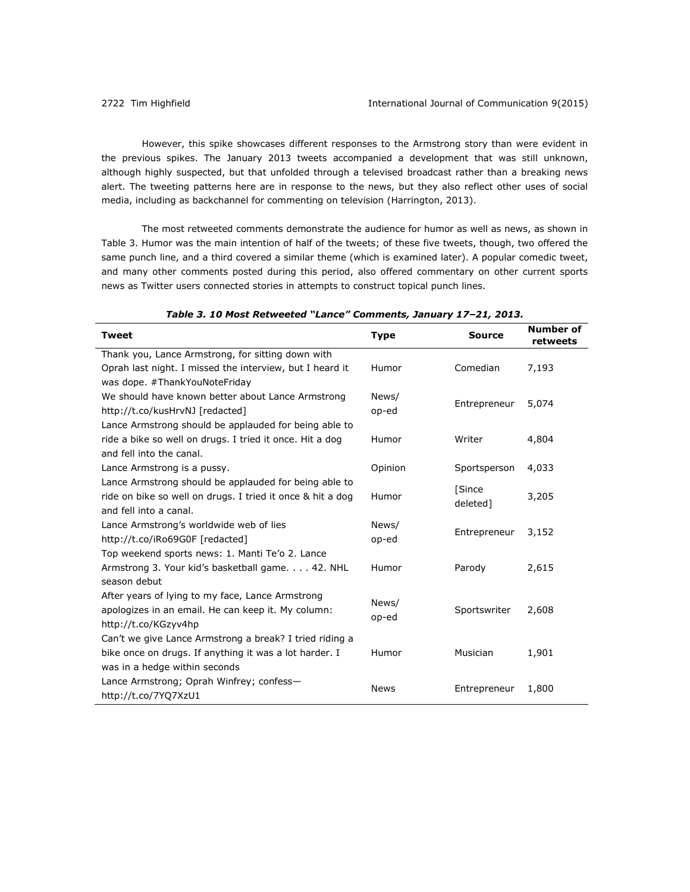However, this spike showcases different responses to the Armstrong story than were evident in the previous spikes. The January 2013 tweets accompanied a development that was still unknown, although highly suspected, but that unfolded through a televised broadcast rather than a breaking news alert. The tweeting patterns here are in response to the news, but they also reflect other uses of social media, including as backchannel for commenting on television (Harrington, 2013).

The most retweeted comments demonstrate the audience for humor as well as news, as shown in Table 3. Humor was the main intention of half of the tweets; of these five tweets, though, two offered the same punch line, and a third covered a similar theme (which is examined later). A popular comedic tweet, and many other comments posted during this period, also offered commentary on other current sports news as Twitter users connected stories in attempts to construct topical punch lines.

***Table 3. 10 Most Retweeted "Lance" Comments, January 17–21, 2013.***

| Tweet | Type | Source | Number of retweets |
|---|---|---|---|
| Thank you, Lance Armstrong, for sitting down with Oprah last night. I missed the interview, but I heard it was dope. #ThankYouNoteFriday | Humor | Comedian | 7,193 |
| We should have known better about Lance Armstrong http://t.co/kusHrvNJ [redacted] | News/op-ed | Entrepreneur | 5,074 |
| Lance Armstrong should be applauded for being able to ride a bike so well on drugs. I tried it once. Hit a dog and fell into the canal. | Humor | Writer | 4,804 |
| Lance Armstrong is a pussy. | Opinion | Sportsperson | 4,033 |
| Lance Armstrong should be applauded for being able to ride on bike so well on drugs. I tried it once & hit a dog and fell into a canal. | Humor | [Since deleted] | 3,205 |
| Lance Armstrong's worldwide web of lies http://t.co/iRo69G0F [redacted] | News/op-ed | Entrepreneur | 3,152 |
| Top weekend sports news: 1. Manti Te'o 2. Lance Armstrong 3. Your kid's basketball game. . . . 42. NHL season debut | Humor | Parody | 2,615 |
| After years of lying to my face, Lance Armstrong apologizes in an email. He can keep it. My column: http://t.co/KGzyv4hp | News/op-ed | Sportswriter | 2,608 |
| Can't we give Lance Armstrong a break? I tried riding a bike once on drugs. If anything it was a lot harder. I was in a hedge within seconds | Humor | Musician | 1,901 |
| Lance Armstrong; Oprah Winfrey; confess—http://t.co/7YQ7XzU1 | News | Entrepreneur | 1,800 |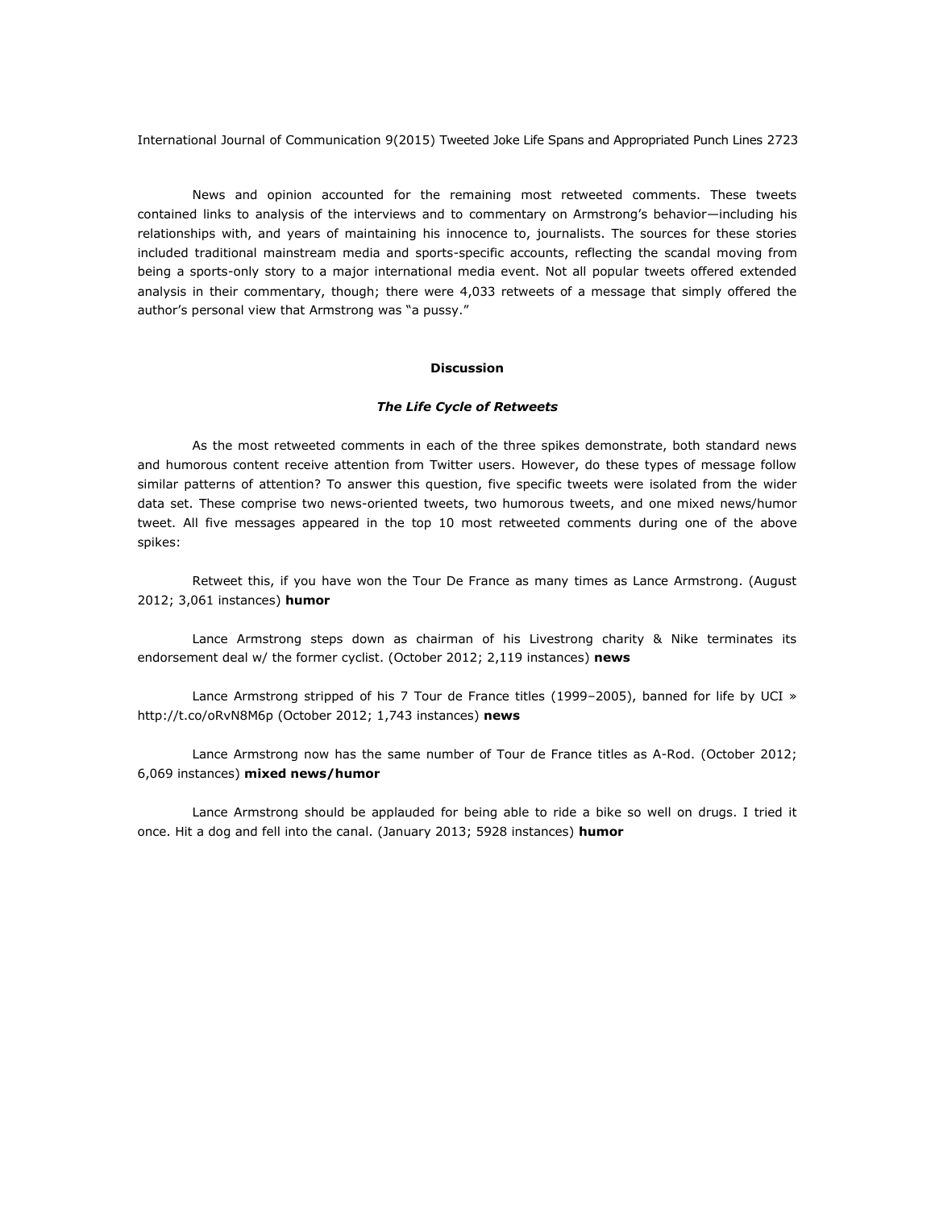News and opinion accounted for the remaining most retweeted comments. These tweets contained links to analysis of the interviews and to commentary on Armstrong's behavior—including his relationships with, and years of maintaining his innocence to, journalists. The sources for these stories included traditional mainstream media and sports-specific accounts, reflecting the scandal moving from being a sports-only story to a major international media event. Not all popular tweets offered extended analysis in their commentary, though; there were 4,033 retweets of a message that simply offered the author's personal view that Armstrong was "a pussy."

## Discussion

### *The Life Cycle of Retweets*

As the most retweeted comments in each of the three spikes demonstrate, both standard news and humorous content receive attention from Twitter users. However, do these types of message follow similar patterns of attention? To answer this question, five specific tweets were isolated from the wider data set. These comprise two news-oriented tweets, two humorous tweets, and one mixed news/humor tweet. All five messages appeared in the top 10 most retweeted comments during one of the above spikes:

Retweet this, if you have won the Tour De France as many times as Lance Armstrong. (August 2012; 3,061 instances) **humor**

Lance Armstrong steps down as chairman of his Livestrong charity & Nike terminates its endorsement deal w/ the former cyclist. (October 2012; 2,119 instances) **news**

Lance Armstrong stripped of his 7 Tour de France titles (1999–2005), banned for life by UCI » http://t.co/oRvN8M6p (October 2012; 1,743 instances) **news**

Lance Armstrong now has the same number of Tour de France titles as A-Rod. (October 2012; 6,069 instances) **mixed news/humor**

Lance Armstrong should be applauded for being able to ride a bike so well on drugs. I tried it once. Hit a dog and fell into the canal. (January 2013; 5928 instances) **humor**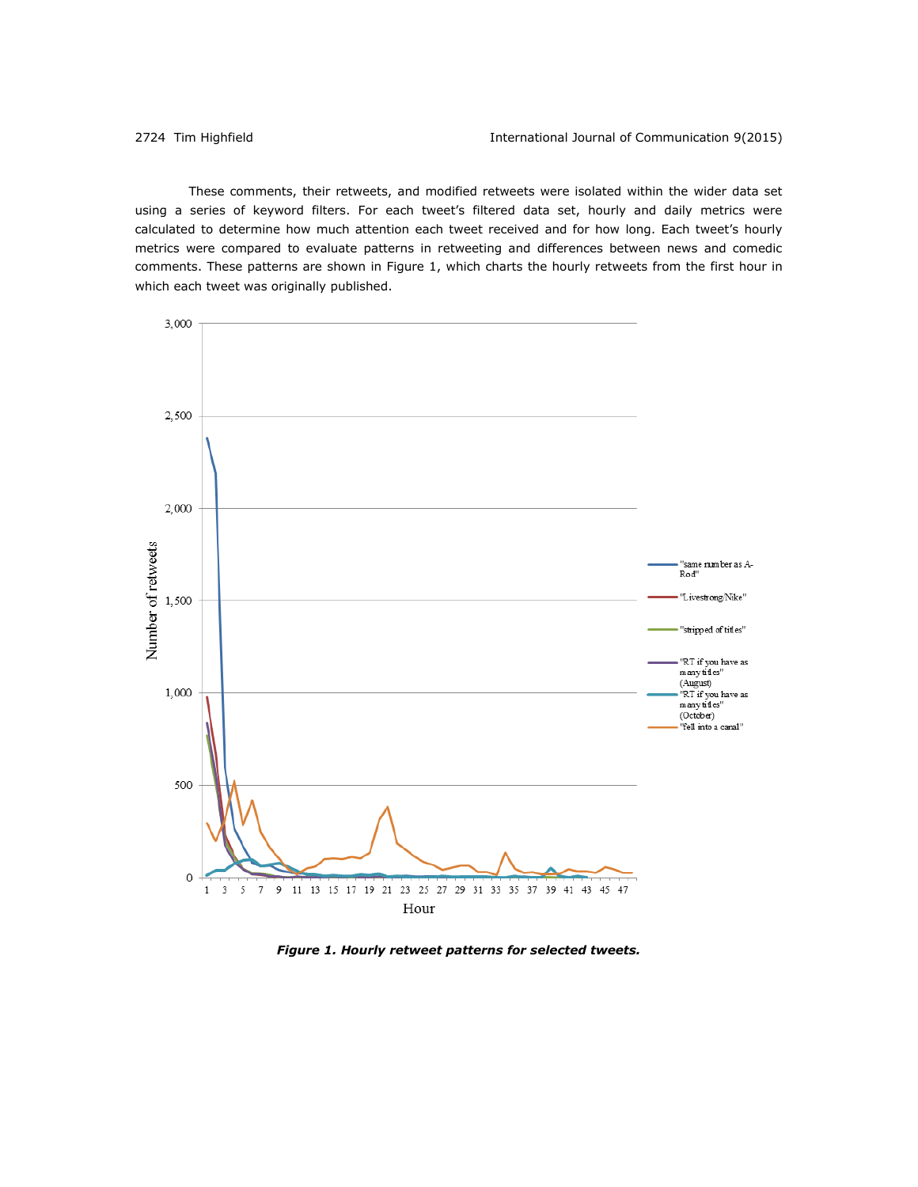These comments, their retweets, and modified retweets were isolated within the wider data set using a series of keyword filters. For each tweet's filtered data set, hourly and daily metrics were calculated to determine how much attention each tweet received and for how long. Each tweet's hourly metrics were compared to evaluate patterns in retweeting and differences between news and comedic comments. These patterns are shown in Figure 1, which charts the hourly retweets from the first hour in which each tweet was originally published.

***Figure 1. Hourly retweet patterns for selected tweets.***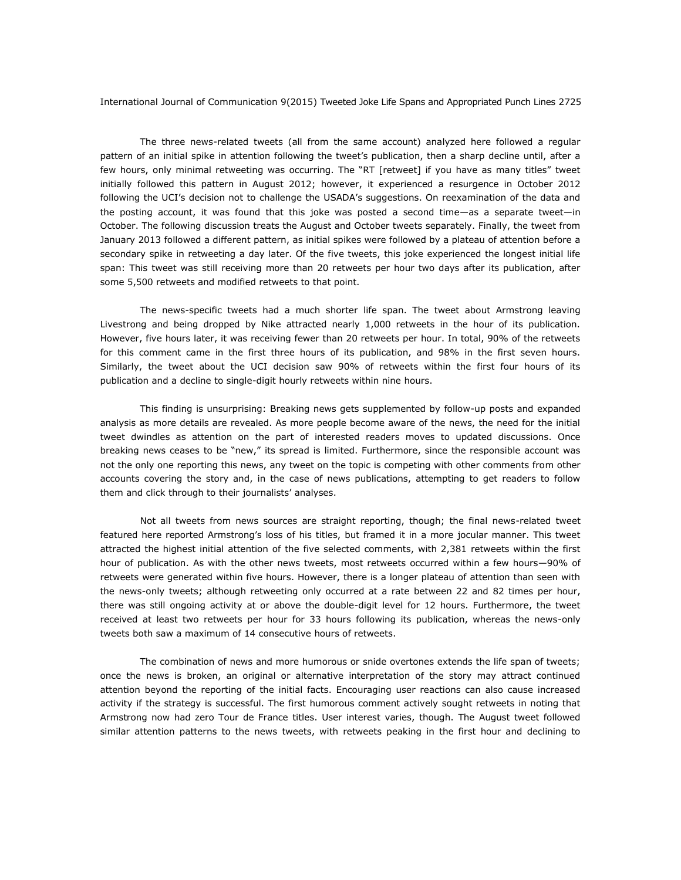The three news-related tweets (all from the same account) analyzed here followed a regular pattern of an initial spike in attention following the tweet's publication, then a sharp decline until, after a few hours, only minimal retweeting was occurring. The "RT [retweet] if you have as many titles" tweet initially followed this pattern in August 2012; however, it experienced a resurgence in October 2012 following the UCI's decision not to challenge the USADA's suggestions. On reexamination of the data and the posting account, it was found that this joke was posted a second time—as a separate tweet—in October. The following discussion treats the August and October tweets separately. Finally, the tweet from January 2013 followed a different pattern, as initial spikes were followed by a plateau of attention before a secondary spike in retweeting a day later. Of the five tweets, this joke experienced the longest initial life span: This tweet was still receiving more than 20 retweets per hour two days after its publication, after some 5,500 retweets and modified retweets to that point.

The news-specific tweets had a much shorter life span. The tweet about Armstrong leaving Livestrong and being dropped by Nike attracted nearly 1,000 retweets in the hour of its publication. However, five hours later, it was receiving fewer than 20 retweets per hour. In total, 90% of the retweets for this comment came in the first three hours of its publication, and 98% in the first seven hours. Similarly, the tweet about the UCI decision saw 90% of retweets within the first four hours of its publication and a decline to single-digit hourly retweets within nine hours.

This finding is unsurprising: Breaking news gets supplemented by follow-up posts and expanded analysis as more details are revealed. As more people become aware of the news, the need for the initial tweet dwindles as attention on the part of interested readers moves to updated discussions. Once breaking news ceases to be "new," its spread is limited. Furthermore, since the responsible account was not the only one reporting this news, any tweet on the topic is competing with other comments from other accounts covering the story and, in the case of news publications, attempting to get readers to follow them and click through to their journalists' analyses.

Not all tweets from news sources are straight reporting, though; the final news-related tweet featured here reported Armstrong's loss of his titles, but framed it in a more jocular manner. This tweet attracted the highest initial attention of the five selected comments, with 2,381 retweets within the first hour of publication. As with the other news tweets, most retweets occurred within a few hours—90% of retweets were generated within five hours. However, there is a longer plateau of attention than seen with the news-only tweets; although retweeting only occurred at a rate between 22 and 82 times per hour, there was still ongoing activity at or above the double-digit level for 12 hours. Furthermore, the tweet received at least two retweets per hour for 33 hours following its publication, whereas the news-only tweets both saw a maximum of 14 consecutive hours of retweets.

The combination of news and more humorous or snide overtones extends the life span of tweets; once the news is broken, an original or alternative interpretation of the story may attract continued attention beyond the reporting of the initial facts. Encouraging user reactions can also cause increased activity if the strategy is successful. The first humorous comment actively sought retweets in noting that Armstrong now had zero Tour de France titles. User interest varies, though. The August tweet followed similar attention patterns to the news tweets, with retweets peaking in the first hour and declining to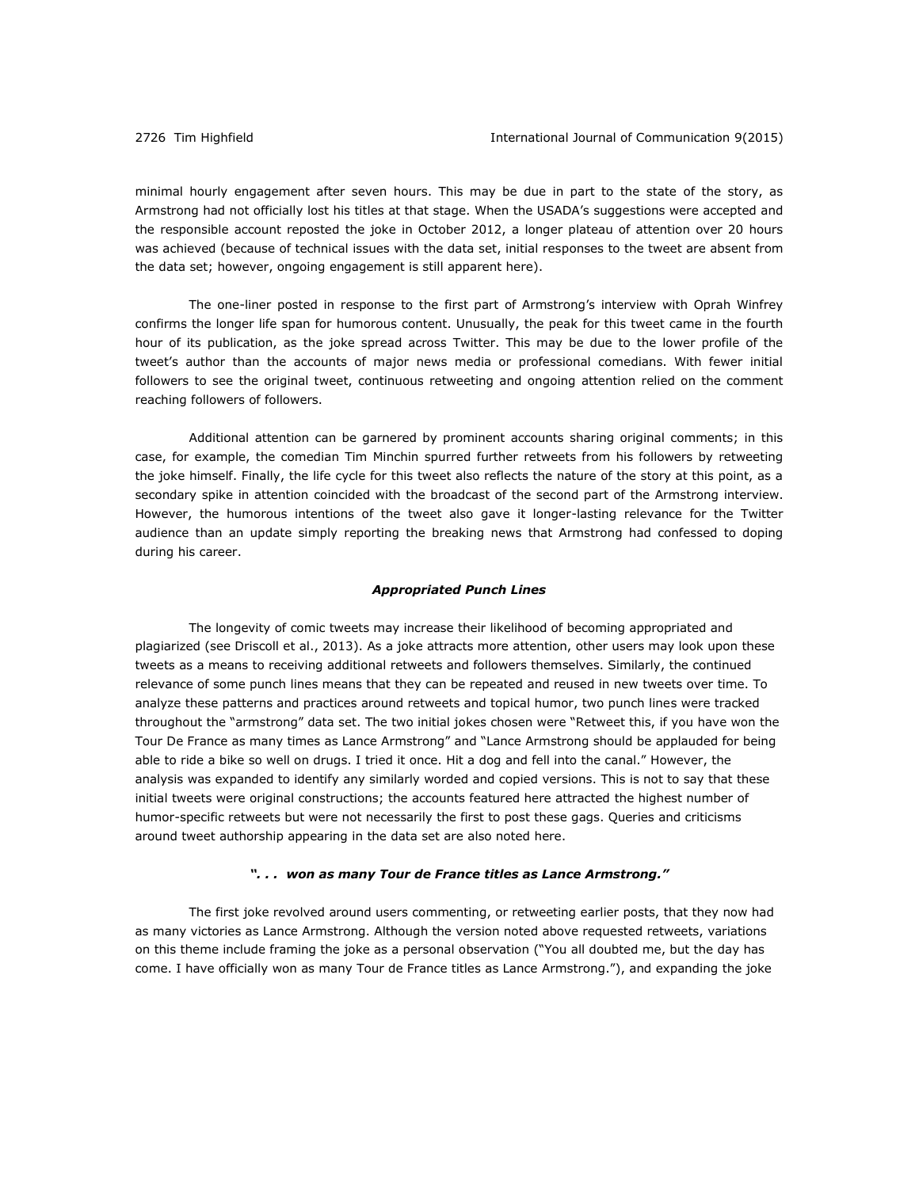minimal hourly engagement after seven hours. This may be due in part to the state of the story, as Armstrong had not officially lost his titles at that stage. When the USADA's suggestions were accepted and the responsible account reposted the joke in October 2012, a longer plateau of attention over 20 hours was achieved (because of technical issues with the data set, initial responses to the tweet are absent from the data set; however, ongoing engagement is still apparent here).

The one-liner posted in response to the first part of Armstrong's interview with Oprah Winfrey confirms the longer life span for humorous content. Unusually, the peak for this tweet came in the fourth hour of its publication, as the joke spread across Twitter. This may be due to the lower profile of the tweet's author than the accounts of major news media or professional comedians. With fewer initial followers to see the original tweet, continuous retweeting and ongoing attention relied on the comment reaching followers of followers.

Additional attention can be garnered by prominent accounts sharing original comments; in this case, for example, the comedian Tim Minchin spurred further retweets from his followers by retweeting the joke himself. Finally, the life cycle for this tweet also reflects the nature of the story at this point, as a secondary spike in attention coincided with the broadcast of the second part of the Armstrong interview. However, the humorous intentions of the tweet also gave it longer-lasting relevance for the Twitter audience than an update simply reporting the breaking news that Armstrong had confessed to doping during his career.

### *Appropriated Punch Lines*

The longevity of comic tweets may increase their likelihood of becoming appropriated and plagiarized (see Driscoll et al., 2013). As a joke attracts more attention, other users may look upon these tweets as a means to receiving additional retweets and followers themselves. Similarly, the continued relevance of some punch lines means that they can be repeated and reused in new tweets over time. To analyze these patterns and practices around retweets and topical humor, two punch lines were tracked throughout the "armstrong" data set. The two initial jokes chosen were "Retweet this, if you have won the Tour De France as many times as Lance Armstrong" and "Lance Armstrong should be applauded for being able to ride a bike so well on drugs. I tried it once. Hit a dog and fell into the canal." However, the analysis was expanded to identify any similarly worded and copied versions. This is not to say that these initial tweets were original constructions; the accounts featured here attracted the highest number of humor-specific retweets but were not necessarily the first to post these gags. Queries and criticisms around tweet authorship appearing in the data set are also noted here.

#### *". . . won as many Tour de France titles as Lance Armstrong."*

The first joke revolved around users commenting, or retweeting earlier posts, that they now had as many victories as Lance Armstrong. Although the version noted above requested retweets, variations on this theme include framing the joke as a personal observation ("You all doubted me, but the day has come. I have officially won as many Tour de France titles as Lance Armstrong."), and expanding the joke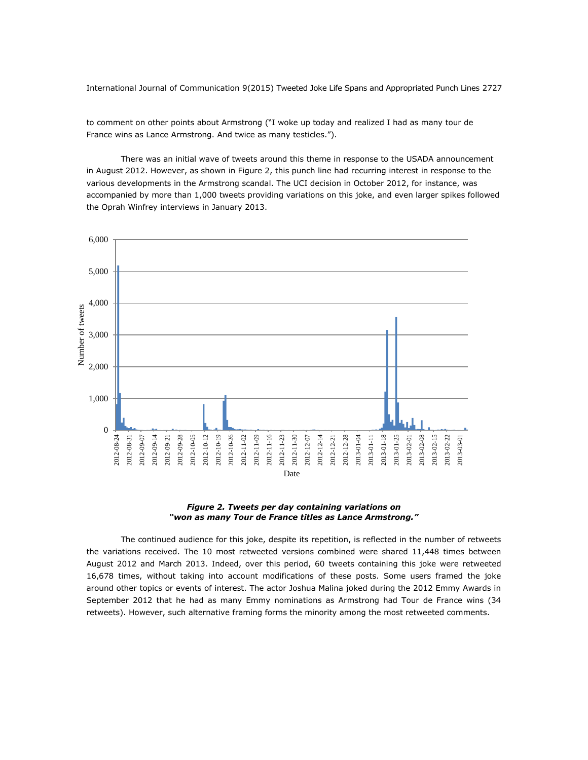to comment on other points about Armstrong ("I woke up today and realized I had as many tour de France wins as Lance Armstrong. And twice as many testicles.").

There was an initial wave of tweets around this theme in response to the USADA announcement in August 2012. However, as shown in Figure 2, this punch line had recurring interest in response to the various developments in the Armstrong scandal. The UCI decision in October 2012, for instance, was accompanied by more than 1,000 tweets providing variations on this joke, and even larger spikes followed the Oprah Winfrey interviews in January 2013.

***Figure 2. Tweets per day containing variations on "won as many Tour de France titles as Lance Armstrong."***

The continued audience for this joke, despite its repetition, is reflected in the number of retweets the variations received. The 10 most retweeted versions combined were shared 11,448 times between August 2012 and March 2013. Indeed, over this period, 60 tweets containing this joke were retweeted 16,678 times, without taking into account modifications of these posts. Some users framed the joke around other topics or events of interest. The actor Joshua Malina joked during the 2012 Emmy Awards in September 2012 that he had as many Emmy nominations as Armstrong had Tour de France wins (34 retweets). However, such alternative framing forms the minority among the most retweeted comments.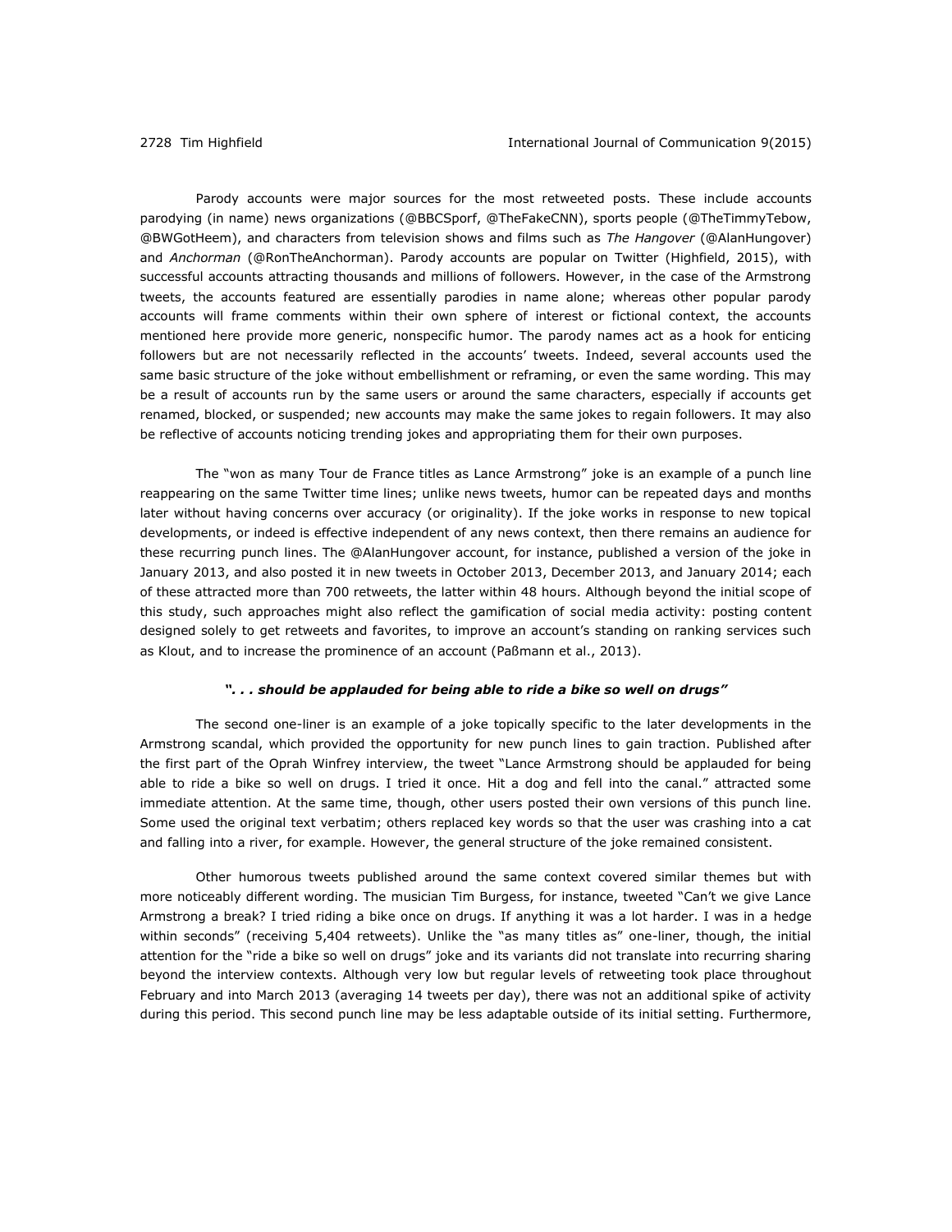Parody accounts were major sources for the most retweeted posts. These include accounts parodying (in name) news organizations (@BBCSporf, @TheFakeCNN), sports people (@TheTimmyTebow, @BWGotHeem), and characters from television shows and films such as *The Hangover* (@AlanHungover) and *Anchorman* (@RonTheAnchorman). Parody accounts are popular on Twitter (Highfield, 2015), with successful accounts attracting thousands and millions of followers. However, in the case of the Armstrong tweets, the accounts featured are essentially parodies in name alone; whereas other popular parody accounts will frame comments within their own sphere of interest or fictional context, the accounts mentioned here provide more generic, nonspecific humor. The parody names act as a hook for enticing followers but are not necessarily reflected in the accounts' tweets. Indeed, several accounts used the same basic structure of the joke without embellishment or reframing, or even the same wording. This may be a result of accounts run by the same users or around the same characters, especially if accounts get renamed, blocked, or suspended; new accounts may make the same jokes to regain followers. It may also be reflective of accounts noticing trending jokes and appropriating them for their own purposes.

The "won as many Tour de France titles as Lance Armstrong" joke is an example of a punch line reappearing on the same Twitter time lines; unlike news tweets, humor can be repeated days and months later without having concerns over accuracy (or originality). If the joke works in response to new topical developments, or indeed is effective independent of any news context, then there remains an audience for these recurring punch lines. The @AlanHungover account, for instance, published a version of the joke in January 2013, and also posted it in new tweets in October 2013, December 2013, and January 2014; each of these attracted more than 700 retweets, the latter within 48 hours. Although beyond the initial scope of this study, such approaches might also reflect the gamification of social media activity: posting content designed solely to get retweets and favorites, to improve an account's standing on ranking services such as Klout, and to increase the prominence of an account (Paßmann et al., 2013).

### *". . . should be applauded for being able to ride a bike so well on drugs"*

The second one-liner is an example of a joke topically specific to the later developments in the Armstrong scandal, which provided the opportunity for new punch lines to gain traction. Published after the first part of the Oprah Winfrey interview, the tweet "Lance Armstrong should be applauded for being able to ride a bike so well on drugs. I tried it once. Hit a dog and fell into the canal." attracted some immediate attention. At the same time, though, other users posted their own versions of this punch line. Some used the original text verbatim; others replaced key words so that the user was crashing into a cat and falling into a river, for example. However, the general structure of the joke remained consistent.

Other humorous tweets published around the same context covered similar themes but with more noticeably different wording. The musician Tim Burgess, for instance, tweeted "Can't we give Lance Armstrong a break? I tried riding a bike once on drugs. If anything it was a lot harder. I was in a hedge within seconds" (receiving 5,404 retweets). Unlike the "as many titles as" one-liner, though, the initial attention for the "ride a bike so well on drugs" joke and its variants did not translate into recurring sharing beyond the interview contexts. Although very low but regular levels of retweeting took place throughout February and into March 2013 (averaging 14 tweets per day), there was not an additional spike of activity during this period. This second punch line may be less adaptable outside of its initial setting. Furthermore,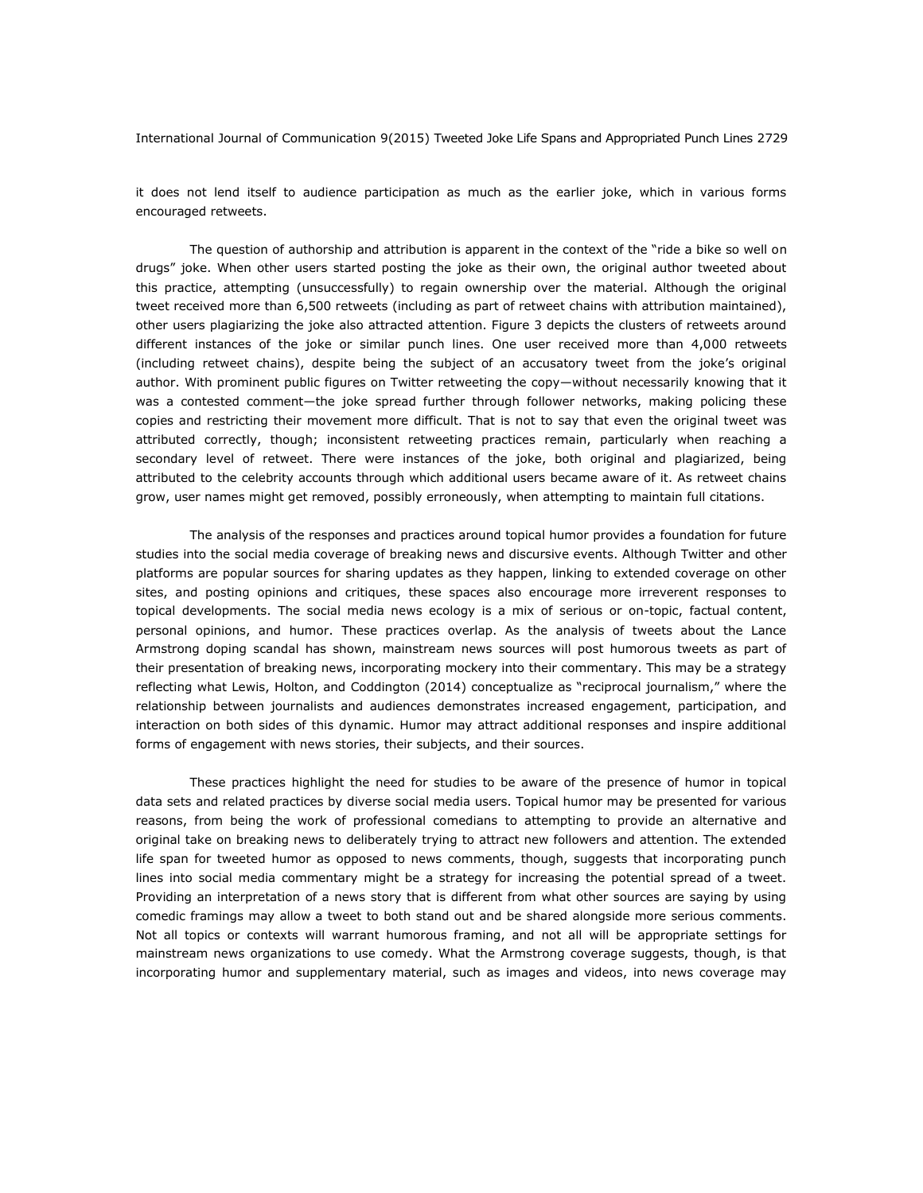it does not lend itself to audience participation as much as the earlier joke, which in various forms encouraged retweets.

The question of authorship and attribution is apparent in the context of the "ride a bike so well on drugs" joke. When other users started posting the joke as their own, the original author tweeted about this practice, attempting (unsuccessfully) to regain ownership over the material. Although the original tweet received more than 6,500 retweets (including as part of retweet chains with attribution maintained), other users plagiarizing the joke also attracted attention. Figure 3 depicts the clusters of retweets around different instances of the joke or similar punch lines. One user received more than 4,000 retweets (including retweet chains), despite being the subject of an accusatory tweet from the joke's original author. With prominent public figures on Twitter retweeting the copy—without necessarily knowing that it was a contested comment—the joke spread further through follower networks, making policing these copies and restricting their movement more difficult. That is not to say that even the original tweet was attributed correctly, though; inconsistent retweeting practices remain, particularly when reaching a secondary level of retweet. There were instances of the joke, both original and plagiarized, being attributed to the celebrity accounts through which additional users became aware of it. As retweet chains grow, user names might get removed, possibly erroneously, when attempting to maintain full citations.

The analysis of the responses and practices around topical humor provides a foundation for future studies into the social media coverage of breaking news and discursive events. Although Twitter and other platforms are popular sources for sharing updates as they happen, linking to extended coverage on other sites, and posting opinions and critiques, these spaces also encourage more irreverent responses to topical developments. The social media news ecology is a mix of serious or on-topic, factual content, personal opinions, and humor. These practices overlap. As the analysis of tweets about the Lance Armstrong doping scandal has shown, mainstream news sources will post humorous tweets as part of their presentation of breaking news, incorporating mockery into their commentary. This may be a strategy reflecting what Lewis, Holton, and Coddington (2014) conceptualize as "reciprocal journalism," where the relationship between journalists and audiences demonstrates increased engagement, participation, and interaction on both sides of this dynamic. Humor may attract additional responses and inspire additional forms of engagement with news stories, their subjects, and their sources.

These practices highlight the need for studies to be aware of the presence of humor in topical data sets and related practices by diverse social media users. Topical humor may be presented for various reasons, from being the work of professional comedians to attempting to provide an alternative and original take on breaking news to deliberately trying to attract new followers and attention. The extended life span for tweeted humor as opposed to news comments, though, suggests that incorporating punch lines into social media commentary might be a strategy for increasing the potential spread of a tweet. Providing an interpretation of a news story that is different from what other sources are saying by using comedic framings may allow a tweet to both stand out and be shared alongside more serious comments. Not all topics or contexts will warrant humorous framing, and not all will be appropriate settings for mainstream news organizations to use comedy. What the Armstrong coverage suggests, though, is that incorporating humor and supplementary material, such as images and videos, into news coverage may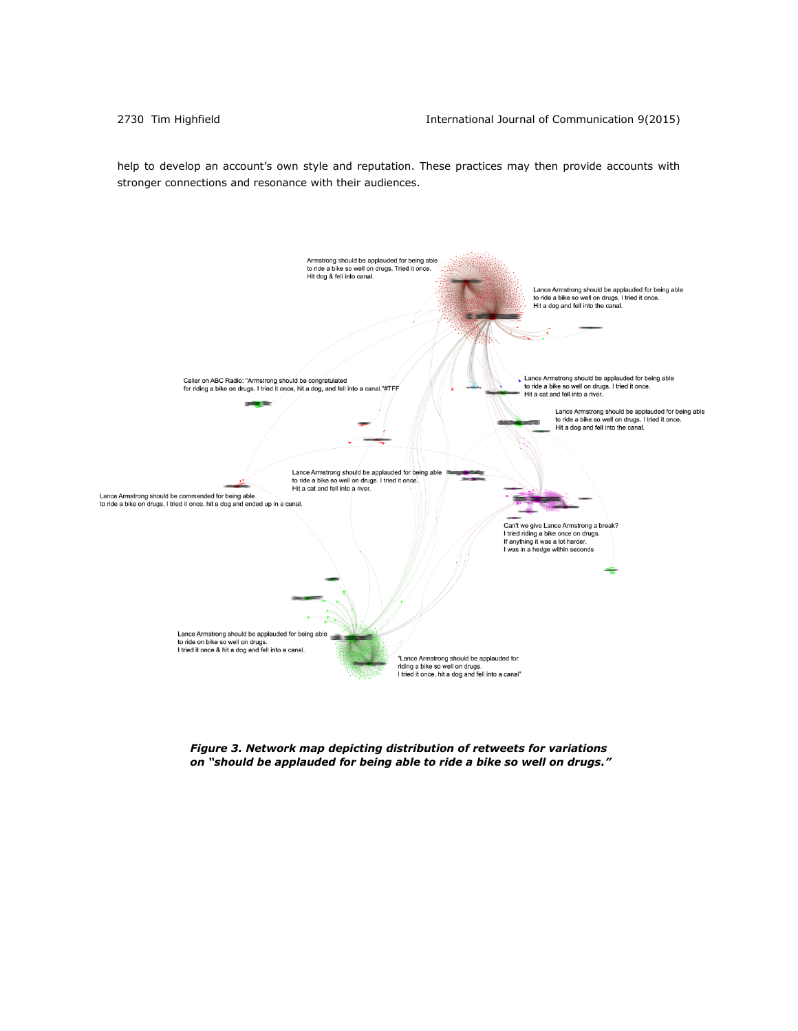help to develop an account's own style and reputation. These practices may then provide accounts with stronger connections and resonance with their audiences.

***Figure 3. Network map depicting distribution of retweets for variations on "should be applauded for being able to ride a bike so well on drugs."***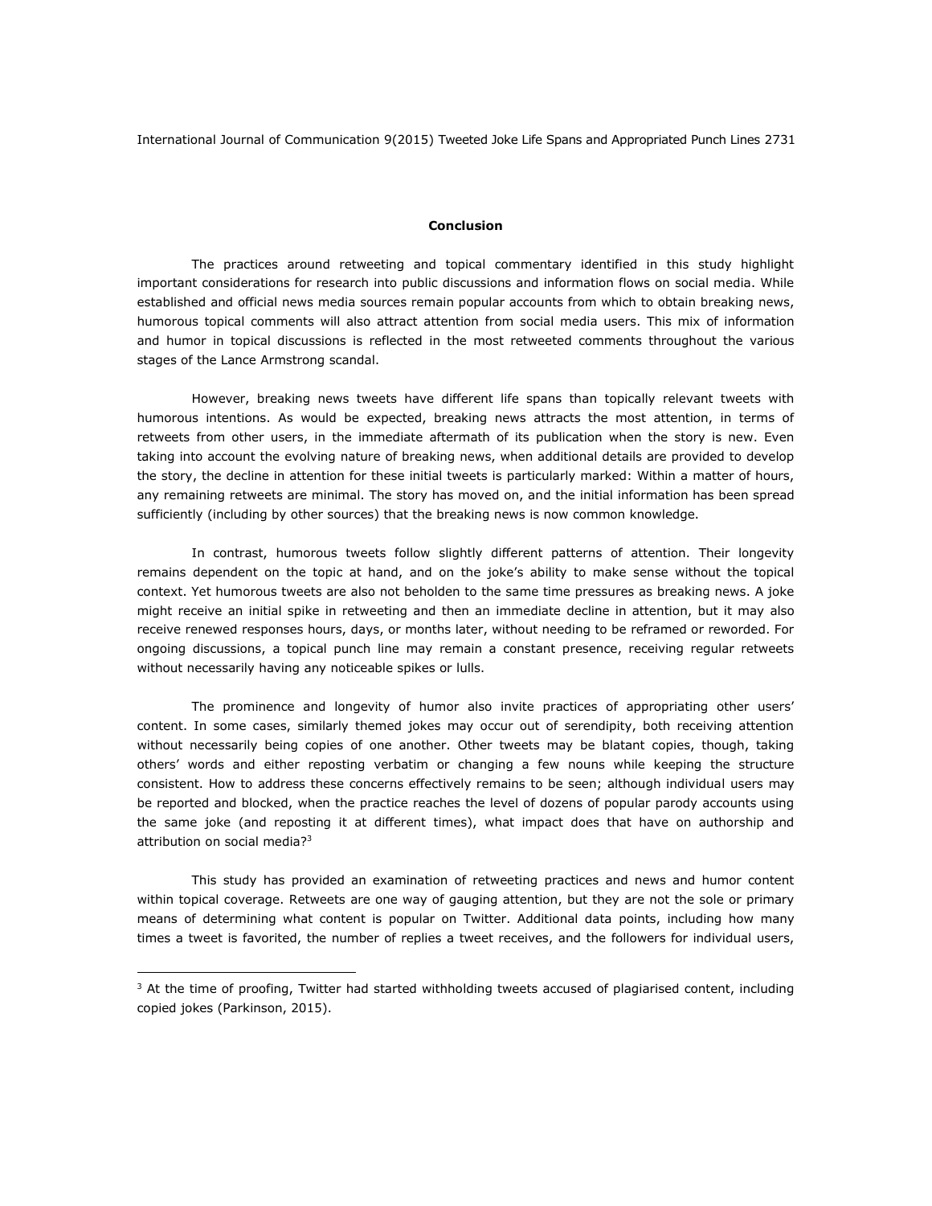## Conclusion

The practices around retweeting and topical commentary identified in this study highlight important considerations for research into public discussions and information flows on social media. While established and official news media sources remain popular accounts from which to obtain breaking news, humorous topical comments will also attract attention from social media users. This mix of information and humor in topical discussions is reflected in the most retweeted comments throughout the various stages of the Lance Armstrong scandal.

However, breaking news tweets have different life spans than topically relevant tweets with humorous intentions. As would be expected, breaking news attracts the most attention, in terms of retweets from other users, in the immediate aftermath of its publication when the story is new. Even taking into account the evolving nature of breaking news, when additional details are provided to develop the story, the decline in attention for these initial tweets is particularly marked: Within a matter of hours, any remaining retweets are minimal. The story has moved on, and the initial information has been spread sufficiently (including by other sources) that the breaking news is now common knowledge.

In contrast, humorous tweets follow slightly different patterns of attention. Their longevity remains dependent on the topic at hand, and on the joke's ability to make sense without the topical context. Yet humorous tweets are also not beholden to the same time pressures as breaking news. A joke might receive an initial spike in retweeting and then an immediate decline in attention, but it may also receive renewed responses hours, days, or months later, without needing to be reframed or reworded. For ongoing discussions, a topical punch line may remain a constant presence, receiving regular retweets without necessarily having any noticeable spikes or lulls.

The prominence and longevity of humor also invite practices of appropriating other users' content. In some cases, similarly themed jokes may occur out of serendipity, both receiving attention without necessarily being copies of one another. Other tweets may be blatant copies, though, taking others' words and either reposting verbatim or changing a few nouns while keeping the structure consistent. How to address these concerns effectively remains to be seen; although individual users may be reported and blocked, when the practice reaches the level of dozens of popular parody accounts using the same joke (and reposting it at different times), what impact does that have on authorship and attribution on social media?[3]

This study has provided an examination of retweeting practices and news and humor content within topical coverage. Retweets are one way of gauging attention, but they are not the sole or primary means of determining what content is popular on Twitter. Additional data points, including how many times a tweet is favorited, the number of replies a tweet receives, and the followers for individual users,

---

[3] At the time of proofing, Twitter had started withholding tweets accused of plagiarised content, including copied jokes (Parkinson, 2015).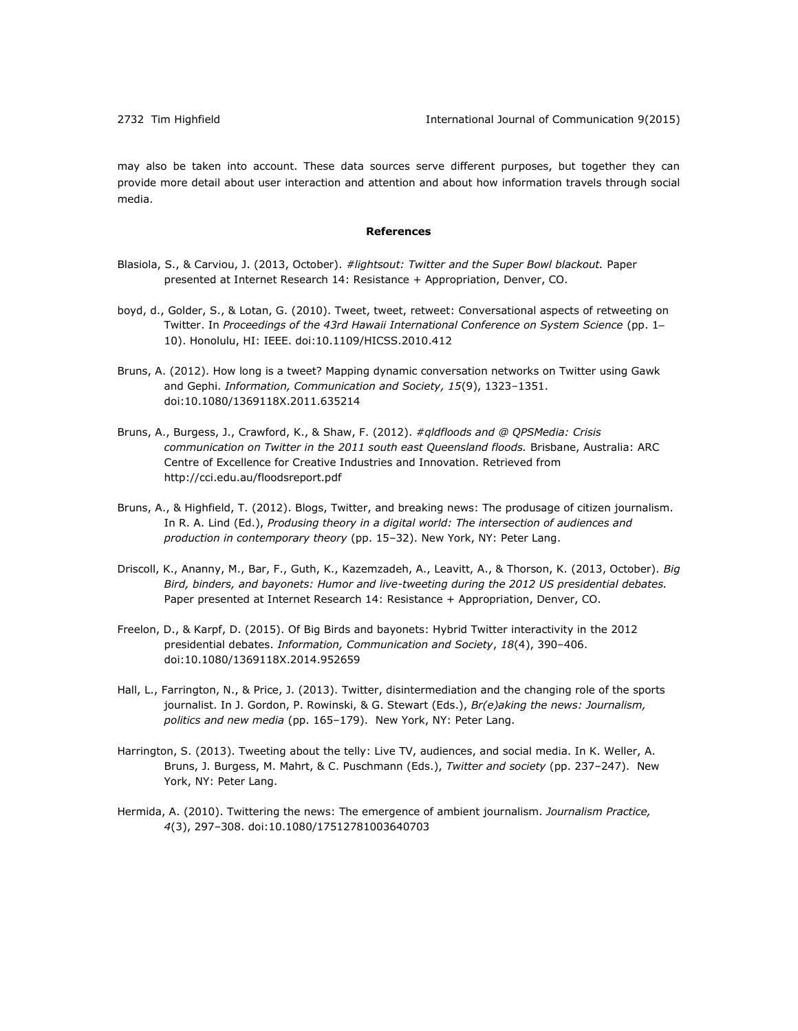may also be taken into account. These data sources serve different purposes, but together they can provide more detail about user interaction and attention and about how information travels through social media.

## References

Blasiola, S., & Carviou, J. (2013, October). *#lightsout: Twitter and the Super Bowl blackout.* Paper presented at Internet Research 14: Resistance + Appropriation, Denver, CO.

boyd, d., Golder, S., & Lotan, G. (2010). Tweet, tweet, retweet: Conversational aspects of retweeting on Twitter. In *Proceedings of the 43rd Hawaii International Conference on System Science* (pp. 1–10). Honolulu, HI: IEEE. doi:10.1109/HICSS.2010.412

Bruns, A. (2012). How long is a tweet? Mapping dynamic conversation networks on Twitter using Gawk and Gephi. *Information, Communication and Society, 15*(9), 1323–1351. doi:10.1080/1369118X.2011.635214

Bruns, A., Burgess, J., Crawford, K., & Shaw, F. (2012). *#qldfloods and @ QPSMedia: Crisis communication on Twitter in the 2011 south east Queensland floods.* Brisbane, Australia: ARC Centre of Excellence for Creative Industries and Innovation. Retrieved from http://cci.edu.au/floodsreport.pdf

Bruns, A., & Highfield, T. (2012). Blogs, Twitter, and breaking news: The produsage of citizen journalism. In R. A. Lind (Ed.), *Produsing theory in a digital world: The intersection of audiences and production in contemporary theory* (pp. 15–32). New York, NY: Peter Lang.

Driscoll, K., Ananny, M., Bar, F., Guth, K., Kazemzadeh, A., Leavitt, A., & Thorson, K. (2013, October). *Big Bird, binders, and bayonets: Humor and live-tweeting during the 2012 US presidential debates.* Paper presented at Internet Research 14: Resistance + Appropriation, Denver, CO.

Freelon, D., & Karpf, D. (2015). Of Big Birds and bayonets: Hybrid Twitter interactivity in the 2012 presidential debates. *Information, Communication and Society*, *18*(4), 390–406. doi:10.1080/1369118X.2014.952659

Hall, L., Farrington, N., & Price, J. (2013). Twitter, disintermediation and the changing role of the sports journalist. In J. Gordon, P. Rowinski, & G. Stewart (Eds.), *Br(e)aking the news: Journalism, politics and new media* (pp. 165–179). New York, NY: Peter Lang.

Harrington, S. (2013). Tweeting about the telly: Live TV, audiences, and social media. In K. Weller, A. Bruns, J. Burgess, M. Mahrt, & C. Puschmann (Eds.), *Twitter and society* (pp. 237–247). New York, NY: Peter Lang.

Hermida, A. (2010). Twittering the news: The emergence of ambient journalism. *Journalism Practice, 4*(3), 297–308. doi:10.1080/17512781003640703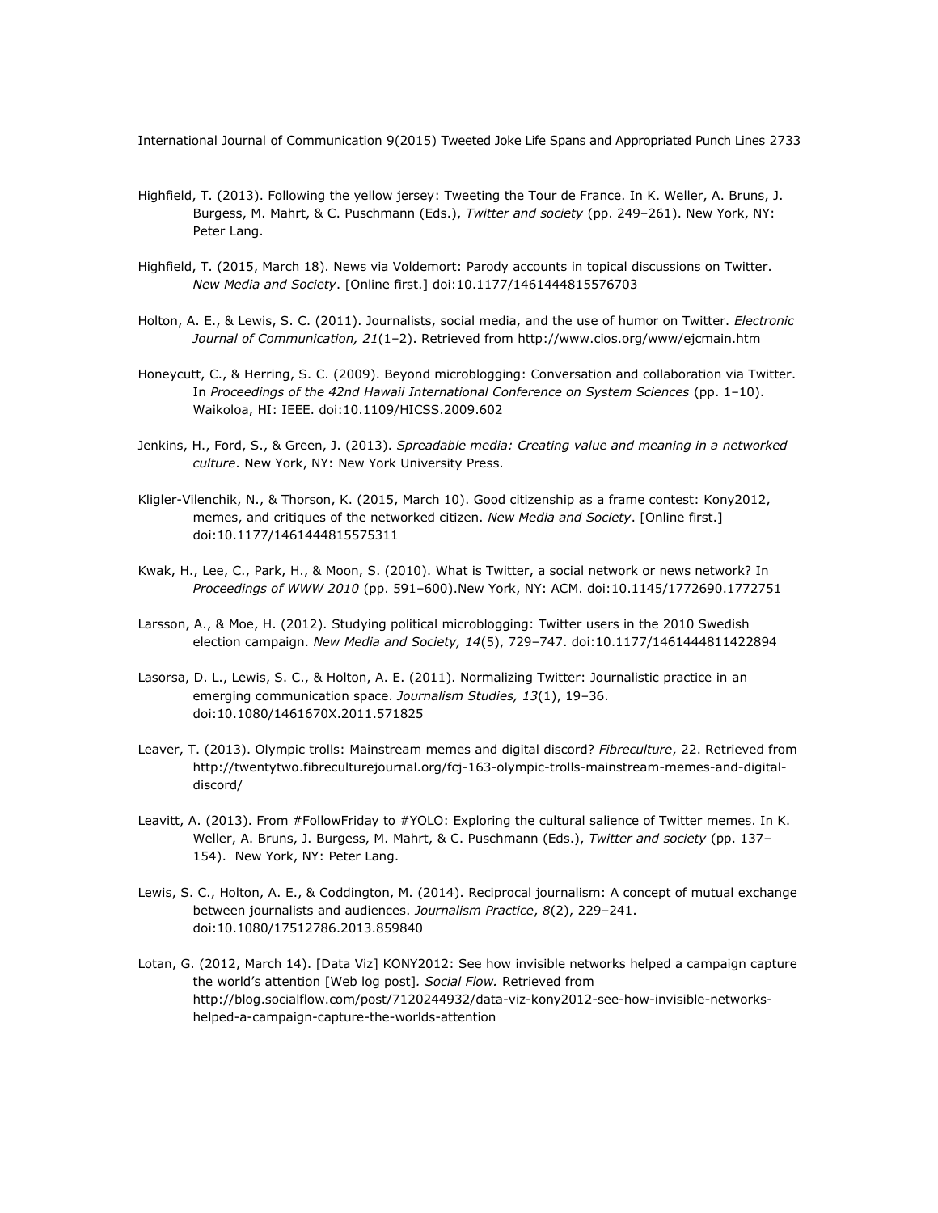Highfield, T. (2013). Following the yellow jersey: Tweeting the Tour de France. In K. Weller, A. Bruns, J. Burgess, M. Mahrt, & C. Puschmann (Eds.), *Twitter and society* (pp. 249–261). New York, NY: Peter Lang.

Highfield, T. (2015, March 18). News via Voldemort: Parody accounts in topical discussions on Twitter. *New Media and Society*. [Online first.] doi:10.1177/1461444815576703

Holton, A. E., & Lewis, S. C. (2011). Journalists, social media, and the use of humor on Twitter. *Electronic Journal of Communication, 21*(1–2). Retrieved from http://www.cios.org/www/ejcmain.htm

Honeycutt, C., & Herring, S. C. (2009). Beyond microblogging: Conversation and collaboration via Twitter. In *Proceedings of the 42nd Hawaii International Conference on System Sciences* (pp. 1–10). Waikoloa, HI: IEEE. doi:10.1109/HICSS.2009.602

Jenkins, H., Ford, S., & Green, J. (2013). *Spreadable media: Creating value and meaning in a networked culture*. New York, NY: New York University Press.

Kligler-Vilenchik, N., & Thorson, K. (2015, March 10). Good citizenship as a frame contest: Kony2012, memes, and critiques of the networked citizen. *New Media and Society*. [Online first.] doi:10.1177/1461444815575311

Kwak, H., Lee, C., Park, H., & Moon, S. (2010). What is Twitter, a social network or news network? In *Proceedings of WWW 2010* (pp. 591–600).New York, NY: ACM. doi:10.1145/1772690.1772751

Larsson, A., & Moe, H. (2012). Studying political microblogging: Twitter users in the 2010 Swedish election campaign. *New Media and Society, 14*(5), 729–747. doi:10.1177/1461444811422894

Lasorsa, D. L., Lewis, S. C., & Holton, A. E. (2011). Normalizing Twitter: Journalistic practice in an emerging communication space. *Journalism Studies, 13*(1), 19–36. doi:10.1080/1461670X.2011.571825

Leaver, T. (2013). Olympic trolls: Mainstream memes and digital discord? *Fibreculture*, 22. Retrieved from http://twentytwo.fibreculturejournal.org/fcj-163-olympic-trolls-mainstream-memes-and-digital-discord/

Leavitt, A. (2013). From #FollowFriday to #YOLO: Exploring the cultural salience of Twitter memes. In K. Weller, A. Bruns, J. Burgess, M. Mahrt, & C. Puschmann (Eds.), *Twitter and society* (pp. 137–154). New York, NY: Peter Lang.

Lewis, S. C., Holton, A. E., & Coddington, M. (2014). Reciprocal journalism: A concept of mutual exchange between journalists and audiences. *Journalism Practice*, *8*(2), 229–241. doi:10.1080/17512786.2013.859840

Lotan, G. (2012, March 14). [Data Viz] KONY2012: See how invisible networks helped a campaign capture the world's attention [Web log post]. *Social Flow.* Retrieved from http://blog.socialflow.com/post/7120244932/data-viz-kony2012-see-how-invisible-networks-helped-a-campaign-capture-the-worlds-attention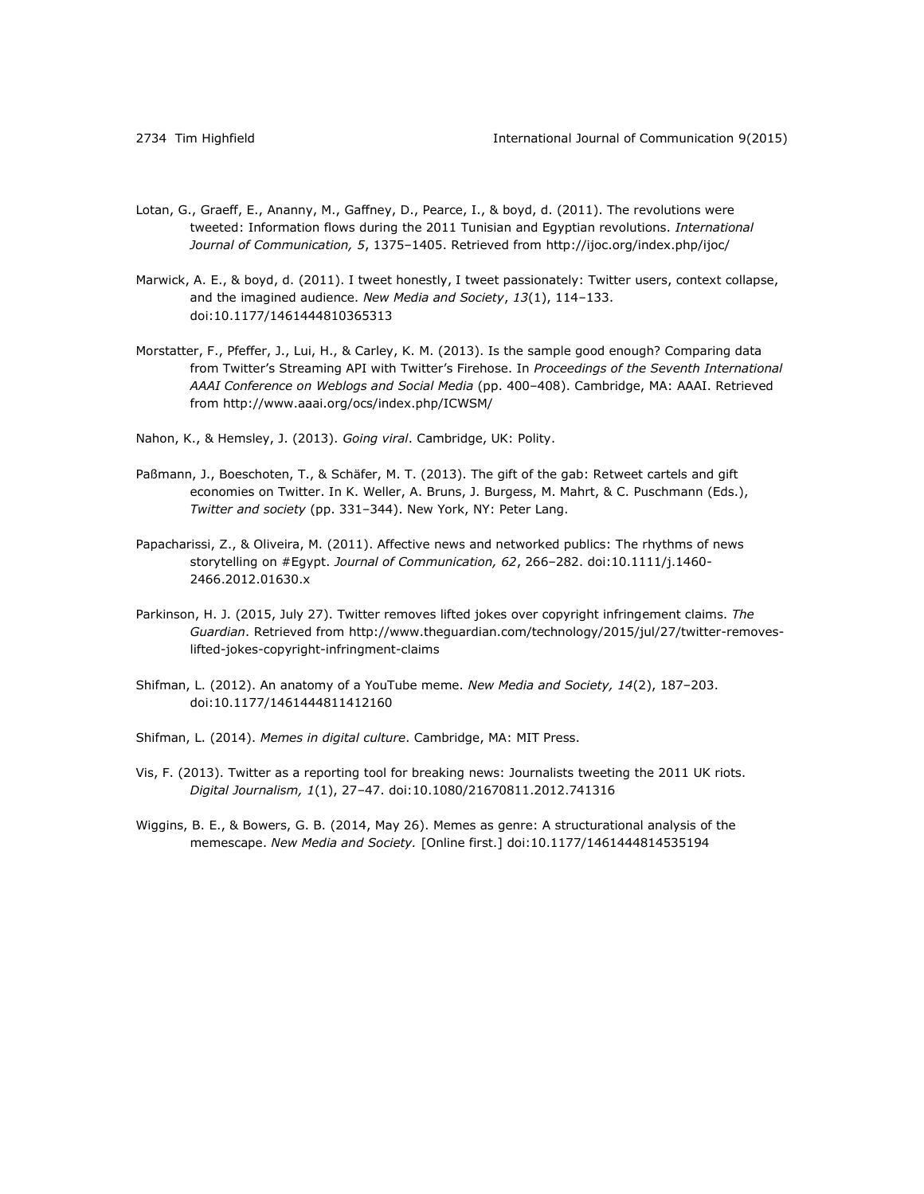Lotan, G., Graeff, E., Ananny, M., Gaffney, D., Pearce, I., & boyd, d. (2011). The revolutions were tweeted: Information flows during the 2011 Tunisian and Egyptian revolutions. *International Journal of Communication, 5*, 1375–1405. Retrieved from http://ijoc.org/index.php/ijoc/

Marwick, A. E., & boyd, d. (2011). I tweet honestly, I tweet passionately: Twitter users, context collapse, and the imagined audience. *New Media and Society*, *13*(1), 114–133. doi:10.1177/1461444810365313

Morstatter, F., Pfeffer, J., Lui, H., & Carley, K. M. (2013). Is the sample good enough? Comparing data from Twitter's Streaming API with Twitter's Firehose. In *Proceedings of the Seventh International AAAI Conference on Weblogs and Social Media* (pp. 400–408). Cambridge, MA: AAAI. Retrieved from http://www.aaai.org/ocs/index.php/ICWSM/

Nahon, K., & Hemsley, J. (2013). *Going viral*. Cambridge, UK: Polity.

Paßmann, J., Boeschoten, T., & Schäfer, M. T. (2013). The gift of the gab: Retweet cartels and gift economies on Twitter. In K. Weller, A. Bruns, J. Burgess, M. Mahrt, & C. Puschmann (Eds.), *Twitter and society* (pp. 331–344). New York, NY: Peter Lang.

Papacharissi, Z., & Oliveira, M. (2011). Affective news and networked publics: The rhythms of news storytelling on #Egypt. *Journal of Communication, 62*, 266–282. doi:10.1111/j.1460-2466.2012.01630.x

Parkinson, H. J. (2015, July 27). Twitter removes lifted jokes over copyright infringement claims. *The Guardian*. Retrieved from http://www.theguardian.com/technology/2015/jul/27/twitter-removes-lifted-jokes-copyright-infringment-claims

Shifman, L. (2012). An anatomy of a YouTube meme. *New Media and Society, 14*(2), 187–203. doi:10.1177/1461444811412160

Shifman, L. (2014). *Memes in digital culture*. Cambridge, MA: MIT Press.

Vis, F. (2013). Twitter as a reporting tool for breaking news: Journalists tweeting the 2011 UK riots. *Digital Journalism, 1*(1), 27–47. doi:10.1080/21670811.2012.741316

Wiggins, B. E., & Bowers, G. B. (2014, May 26). Memes as genre: A structurational analysis of the memescape. *New Media and Society.* [Online first.] doi:10.1177/1461444814535194